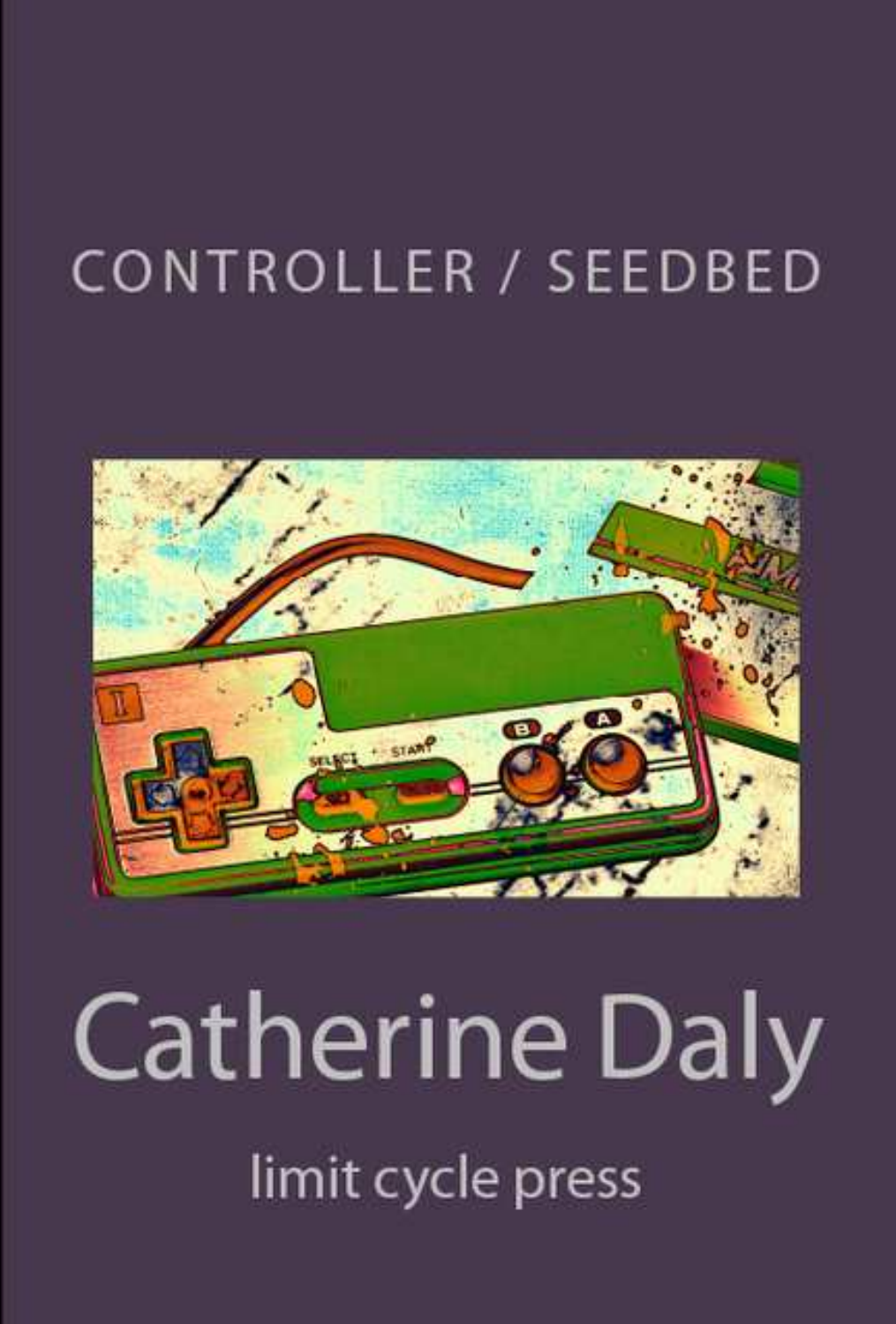# CONTROLLER / SEEDBED

## Catherine Daly

limit cycle press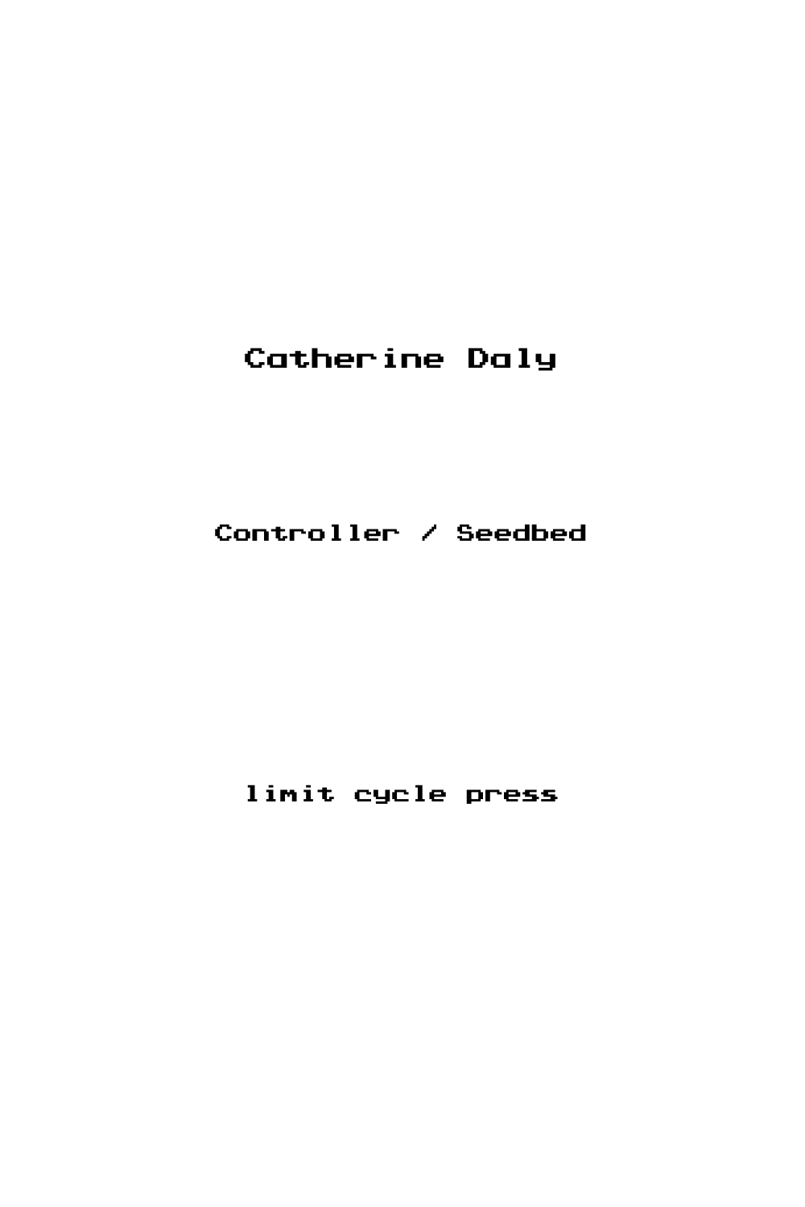# Catherine Daly

## Controller / Seedbed

limit cycle press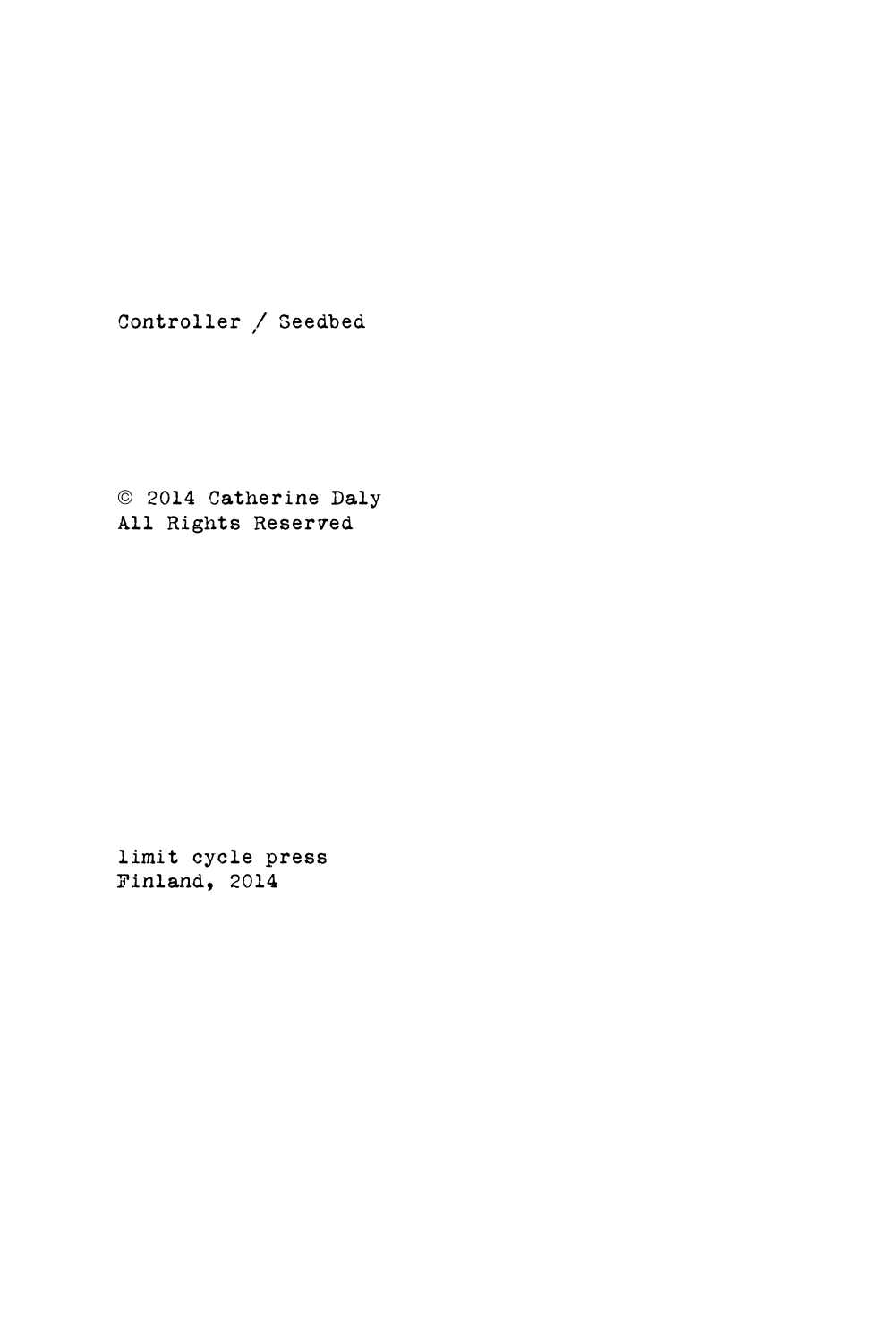Controller / Seedbed

© 2014 Catherine Daly
All Rights Reserved

limit cycle press
Finland, 2014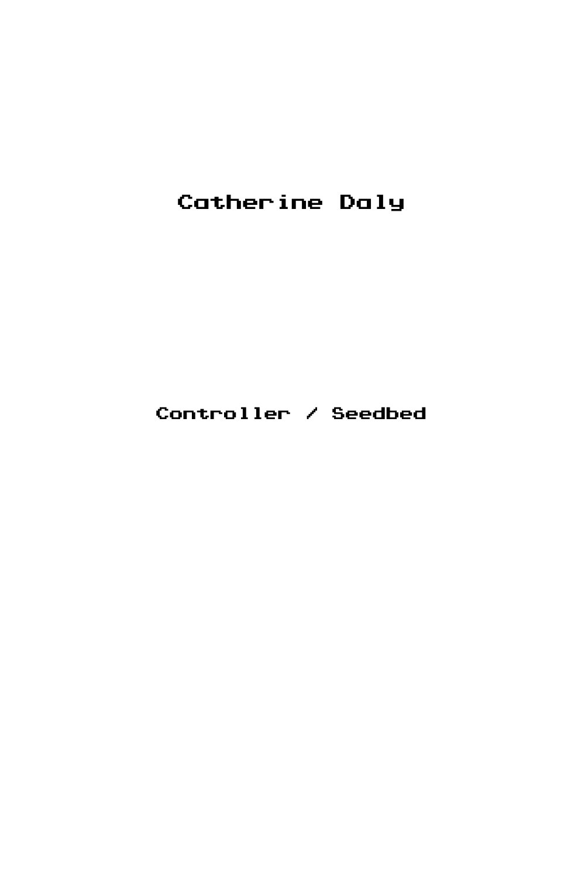# Catherine Daly

## Controller / Seedbed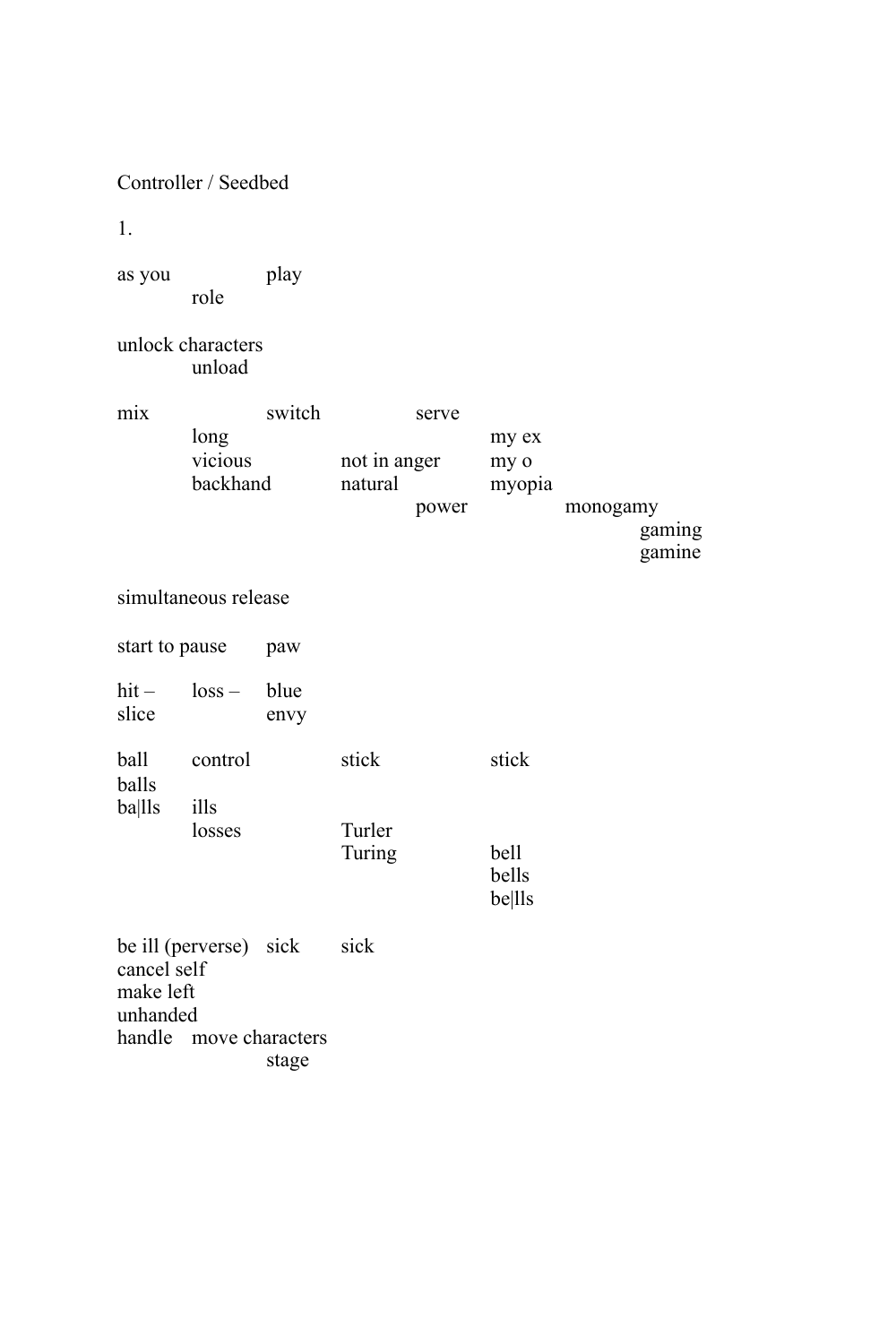Controller / Seedbed

1.

```
as you              play
          role

unlock characters
          unload

mix                 switch              serve
          long                                    my ex
          vicious             not in anger        my o
          backhand            natural             myopia
                                        power               monogamy
                                                                      gaming
                                                                      gamine

simultaneous release

start to pause      paw

hit –     loss –    blue
slice               envy

ball      control             stick               stick
balls
ba|lls    ills
          losses              Turler
                              Turing              bell
                                                  bells
                                                  be|lls

be ill (perverse)   sick      sick
cancel self
make left
unhanded
handle    move characters
                    stage
```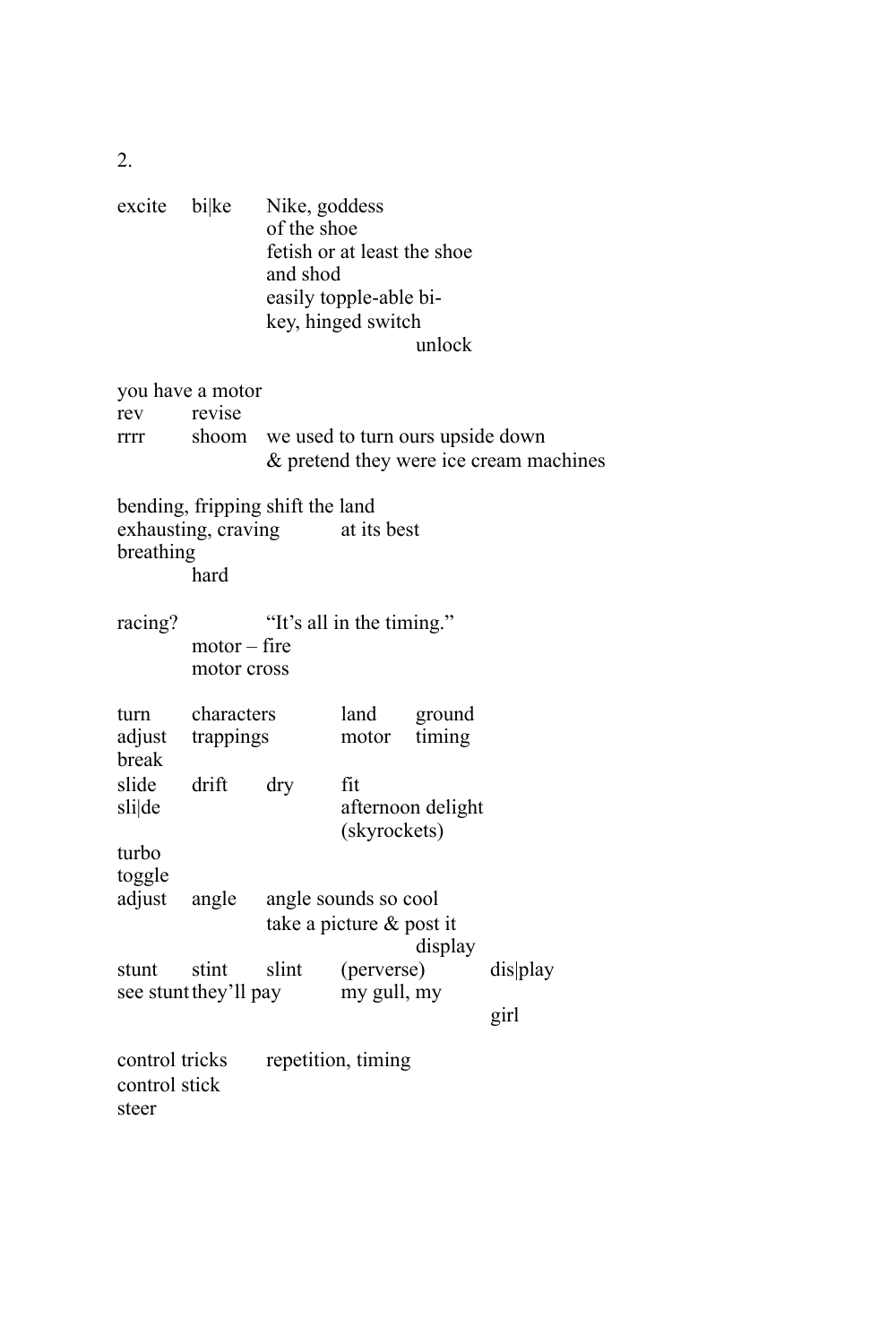2.

```
excite    bi|ke     Nike, goddess
                    of the shoe
                    fetish or at least the shoe
                    and shod
                    easily topple-able bi-
                    key, hinged switch
                                        unlock

you have a motor
rev       revise
rrrr      shoom     we used to turn ours upside down
                    & pretend they were ice cream machines

bending, fripping shift the land
exhausting, craving          at its best
breathing
          hard

racing?             "It's all in the timing."
          motor – fire
          motor cross

turn      characters          land      ground
adjust    trappings           motor     timing
break
slide     drift     dry       fit
sli|de                        afternoon delight
                              (skyrockets)
turbo
toggle
adjust    angle     angle sounds so cool
                    take a picture & post it
                                        display
stunt     stint     slint     (perverse)          dis|play
see stunt they'll pay         my gull, my
                                                  girl

control tricks      repetition, timing
control stick
steer
```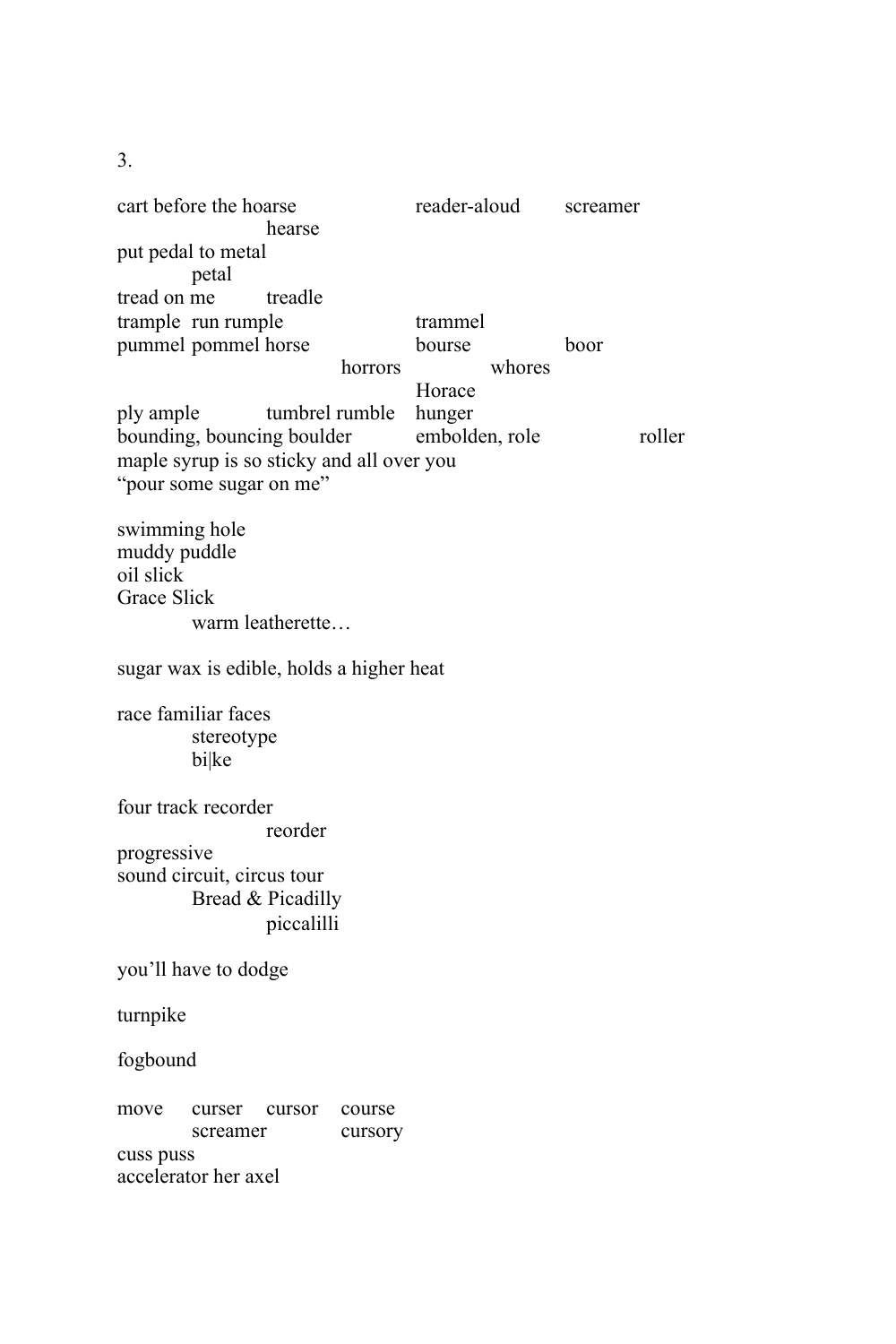3.

```
cart before the hoarse                 reader-aloud       screamer
                    hearse
put pedal to metal
          petal
tread on me         treadle
trample  run rumple                    trammel
pummel pommel horse                    bourse             boor
                              horrors            whores
                                       Horace
ply ample           tumbrel rumble     hunger
bounding, bouncing boulder             embolden, role               roller
maple syrup is so sticky and all over you
"pour some sugar on me"

swimming hole
muddy puddle
oil slick
Grace Slick
          warm leatherette…

sugar wax is edible, holds a higher heat

race familiar faces
          stereotype
          bi|ke

four track recorder
                    reorder
progressive
sound circuit, circus tour
          Bread & Picadilly
                    piccalilli

you'll have to dodge

turnpike

fogbound

move      curser    cursor    course
          screamer            cursory
cuss puss
accelerator her axel
```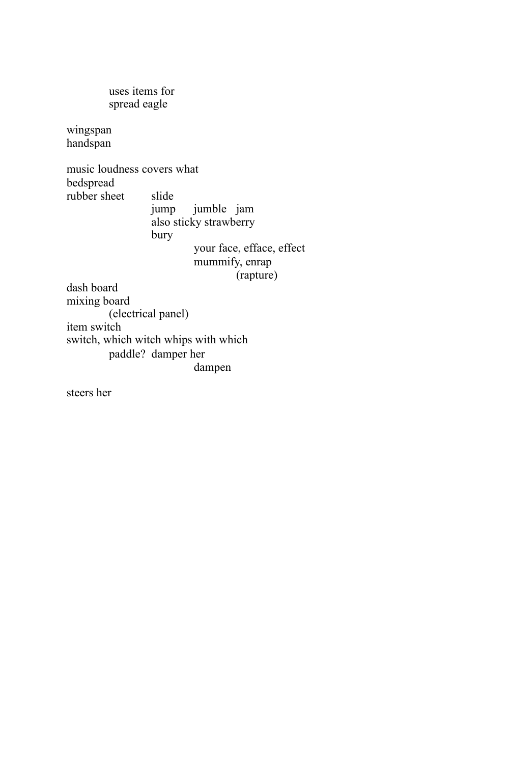uses items for
          spread eagle

wingspan
handspan

music loudness covers what
bedspread
rubber sheet          slide
                      jump      jumble   jam
                      also sticky strawberry
                      bury
                                your face, efface, effect
                                mummify, enrap
                                          (rapture)
dash board
mixing board
          (electrical panel)
item switch
switch, which witch whips with which
          paddle?  damper her
                                dampen

steers her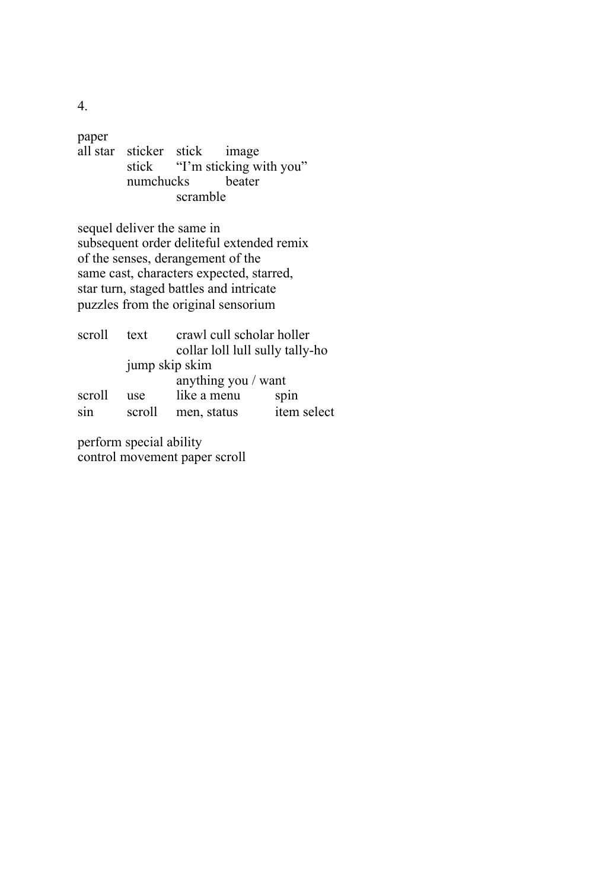4.

paper
all star    sticker    stick    image
            stick    “I’m sticking with you”
            numchucks    beater
                    scramble

sequel deliver the same in
subsequent order deliteful extended remix
of the senses, derangement of the
same cast, characters expected, starred,
star turn, staged battles and intricate
puzzles from the original sensorium

scroll    text    crawl cull scholar holler
                    collar loll lull sully tally-ho
            jump skip skim
                    anything you / want
scroll    use    like a menu    spin
sin    scroll    men, status    item select

perform special ability
control movement paper scroll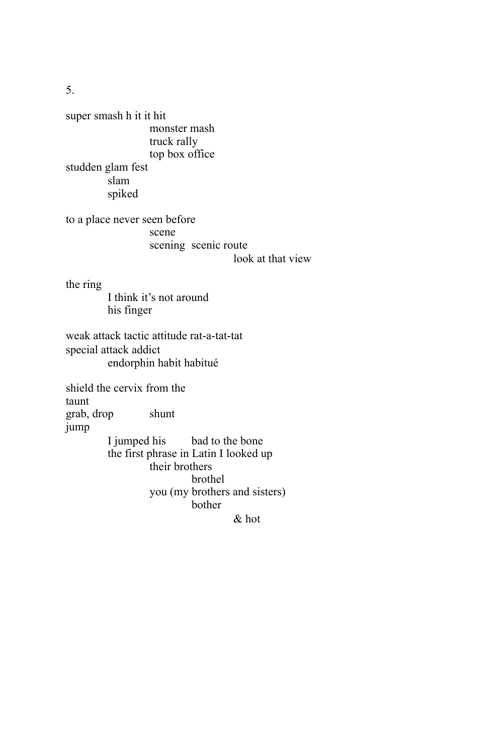5.

super smash h it it hit  
&nbsp;&nbsp;&nbsp;&nbsp;&nbsp;&nbsp;&nbsp;&nbsp;&nbsp;&nbsp;&nbsp;&nbsp;&nbsp;&nbsp;&nbsp;&nbsp;monster mash  
&nbsp;&nbsp;&nbsp;&nbsp;&nbsp;&nbsp;&nbsp;&nbsp;&nbsp;&nbsp;&nbsp;&nbsp;&nbsp;&nbsp;&nbsp;&nbsp;truck rally  
&nbsp;&nbsp;&nbsp;&nbsp;&nbsp;&nbsp;&nbsp;&nbsp;&nbsp;&nbsp;&nbsp;&nbsp;&nbsp;&nbsp;&nbsp;&nbsp;top box office  
studden glam fest  
&nbsp;&nbsp;&nbsp;&nbsp;&nbsp;&nbsp;&nbsp;&nbsp;slam  
&nbsp;&nbsp;&nbsp;&nbsp;&nbsp;&nbsp;&nbsp;&nbsp;spiked

to a place never seen before  
&nbsp;&nbsp;&nbsp;&nbsp;&nbsp;&nbsp;&nbsp;&nbsp;&nbsp;&nbsp;&nbsp;&nbsp;&nbsp;&nbsp;&nbsp;&nbsp;scene  
&nbsp;&nbsp;&nbsp;&nbsp;&nbsp;&nbsp;&nbsp;&nbsp;&nbsp;&nbsp;&nbsp;&nbsp;&nbsp;&nbsp;&nbsp;&nbsp;scening&nbsp;&nbsp;scenic route  
&nbsp;&nbsp;&nbsp;&nbsp;&nbsp;&nbsp;&nbsp;&nbsp;&nbsp;&nbsp;&nbsp;&nbsp;&nbsp;&nbsp;&nbsp;&nbsp;&nbsp;&nbsp;&nbsp;&nbsp;&nbsp;&nbsp;&nbsp;&nbsp;&nbsp;&nbsp;&nbsp;&nbsp;&nbsp;&nbsp;&nbsp;&nbsp;look at that view

the ring  
&nbsp;&nbsp;&nbsp;&nbsp;&nbsp;&nbsp;&nbsp;&nbsp;I think it's not around  
&nbsp;&nbsp;&nbsp;&nbsp;&nbsp;&nbsp;&nbsp;&nbsp;his finger

weak attack tactic attitude rat-a-tat-tat  
special attack addict  
&nbsp;&nbsp;&nbsp;&nbsp;&nbsp;&nbsp;&nbsp;&nbsp;endorphin habit habitué

shield the cervix from the  
taunt  
grab, drop&nbsp;&nbsp;&nbsp;&nbsp;&nbsp;&nbsp;&nbsp;&nbsp;shunt  
jump  
&nbsp;&nbsp;&nbsp;&nbsp;&nbsp;&nbsp;&nbsp;&nbsp;I jumped his&nbsp;&nbsp;&nbsp;&nbsp;&nbsp;&nbsp;&nbsp;&nbsp;bad to the bone  
&nbsp;&nbsp;&nbsp;&nbsp;&nbsp;&nbsp;&nbsp;&nbsp;the first phrase in Latin I looked up  
&nbsp;&nbsp;&nbsp;&nbsp;&nbsp;&nbsp;&nbsp;&nbsp;&nbsp;&nbsp;&nbsp;&nbsp;&nbsp;&nbsp;&nbsp;&nbsp;their brothers  
&nbsp;&nbsp;&nbsp;&nbsp;&nbsp;&nbsp;&nbsp;&nbsp;&nbsp;&nbsp;&nbsp;&nbsp;&nbsp;&nbsp;&nbsp;&nbsp;&nbsp;&nbsp;&nbsp;&nbsp;&nbsp;&nbsp;&nbsp;&nbsp;brothel  
&nbsp;&nbsp;&nbsp;&nbsp;&nbsp;&nbsp;&nbsp;&nbsp;&nbsp;&nbsp;&nbsp;&nbsp;&nbsp;&nbsp;&nbsp;&nbsp;you (my brothers and sisters)  
&nbsp;&nbsp;&nbsp;&nbsp;&nbsp;&nbsp;&nbsp;&nbsp;&nbsp;&nbsp;&nbsp;&nbsp;&nbsp;&nbsp;&nbsp;&nbsp;&nbsp;&nbsp;&nbsp;&nbsp;&nbsp;&nbsp;&nbsp;&nbsp;bother  
&nbsp;&nbsp;&nbsp;&nbsp;&nbsp;&nbsp;&nbsp;&nbsp;&nbsp;&nbsp;&nbsp;&nbsp;&nbsp;&nbsp;&nbsp;&nbsp;&nbsp;&nbsp;&nbsp;&nbsp;&nbsp;&nbsp;&nbsp;&nbsp;&nbsp;&nbsp;&nbsp;&nbsp;&nbsp;&nbsp;&nbsp;&nbsp;& hot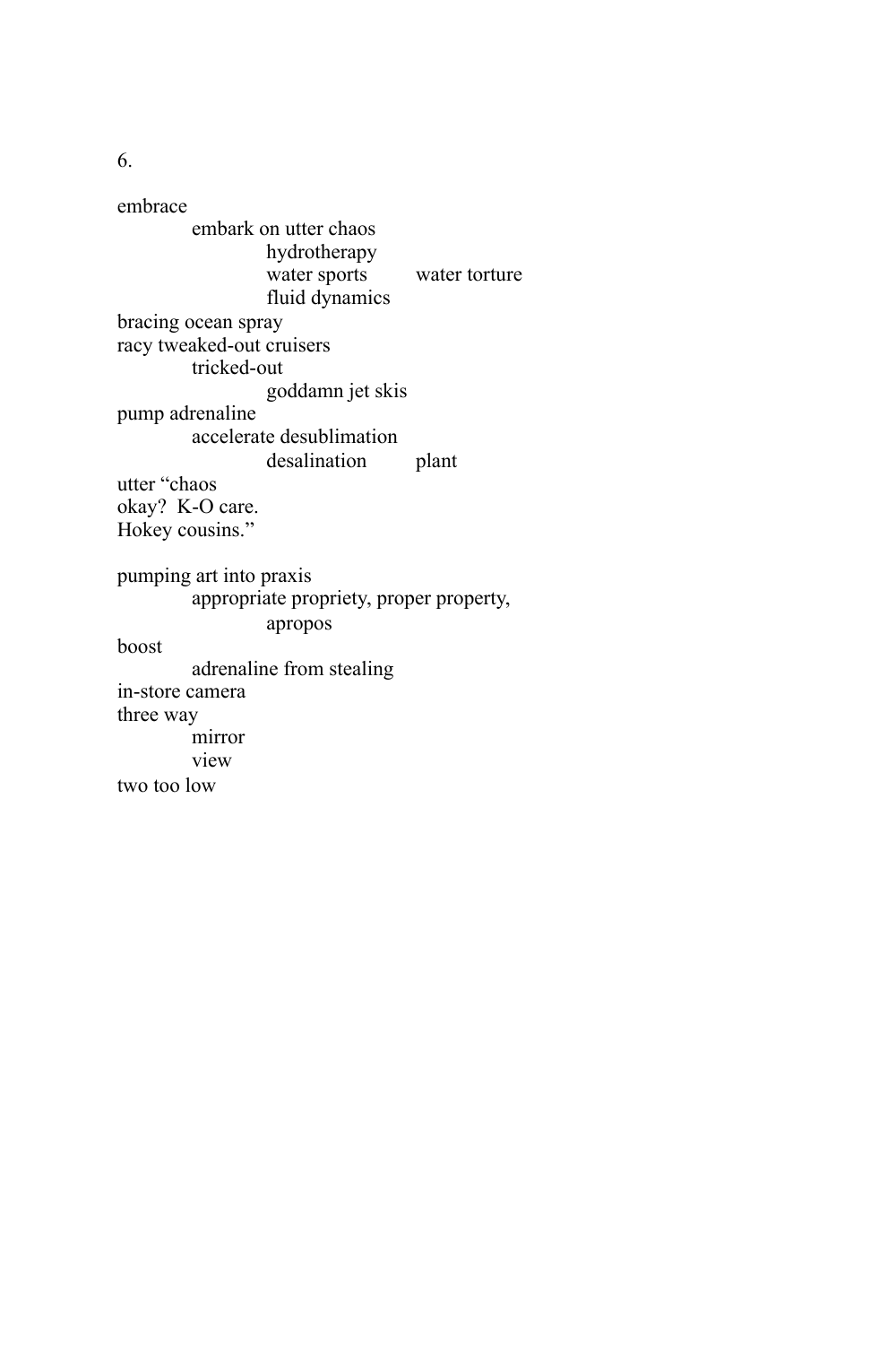6.

embrace  
&nbsp;&nbsp;&nbsp;&nbsp;&nbsp;&nbsp;&nbsp;&nbsp;embark on utter chaos  
&nbsp;&nbsp;&nbsp;&nbsp;&nbsp;&nbsp;&nbsp;&nbsp;&nbsp;&nbsp;&nbsp;&nbsp;&nbsp;&nbsp;&nbsp;&nbsp;hydrotherapy  
&nbsp;&nbsp;&nbsp;&nbsp;&nbsp;&nbsp;&nbsp;&nbsp;&nbsp;&nbsp;&nbsp;&nbsp;&nbsp;&nbsp;&nbsp;&nbsp;water sports&nbsp;&nbsp;&nbsp;&nbsp;&nbsp;&nbsp;&nbsp;&nbsp;water torture  
&nbsp;&nbsp;&nbsp;&nbsp;&nbsp;&nbsp;&nbsp;&nbsp;&nbsp;&nbsp;&nbsp;&nbsp;&nbsp;&nbsp;&nbsp;&nbsp;fluid dynamics  
bracing ocean spray  
racy tweaked-out cruisers  
&nbsp;&nbsp;&nbsp;&nbsp;&nbsp;&nbsp;&nbsp;&nbsp;tricked-out  
&nbsp;&nbsp;&nbsp;&nbsp;&nbsp;&nbsp;&nbsp;&nbsp;&nbsp;&nbsp;&nbsp;&nbsp;&nbsp;&nbsp;&nbsp;&nbsp;goddamn jet skis  
pump adrenaline  
&nbsp;&nbsp;&nbsp;&nbsp;&nbsp;&nbsp;&nbsp;&nbsp;accelerate desublimation  
&nbsp;&nbsp;&nbsp;&nbsp;&nbsp;&nbsp;&nbsp;&nbsp;&nbsp;&nbsp;&nbsp;&nbsp;&nbsp;&nbsp;&nbsp;&nbsp;desalination&nbsp;&nbsp;&nbsp;&nbsp;&nbsp;&nbsp;&nbsp;&nbsp;plant  
utter "chaos  
okay?  K-O care.  
Hokey cousins."

pumping art into praxis  
&nbsp;&nbsp;&nbsp;&nbsp;&nbsp;&nbsp;&nbsp;&nbsp;appropriate propriety, proper property,  
&nbsp;&nbsp;&nbsp;&nbsp;&nbsp;&nbsp;&nbsp;&nbsp;&nbsp;&nbsp;&nbsp;&nbsp;&nbsp;&nbsp;&nbsp;&nbsp;apropos  
boost  
&nbsp;&nbsp;&nbsp;&nbsp;&nbsp;&nbsp;&nbsp;&nbsp;adrenaline from stealing  
in-store camera  
three way  
&nbsp;&nbsp;&nbsp;&nbsp;&nbsp;&nbsp;&nbsp;&nbsp;mirror  
&nbsp;&nbsp;&nbsp;&nbsp;&nbsp;&nbsp;&nbsp;&nbsp;view  
two too low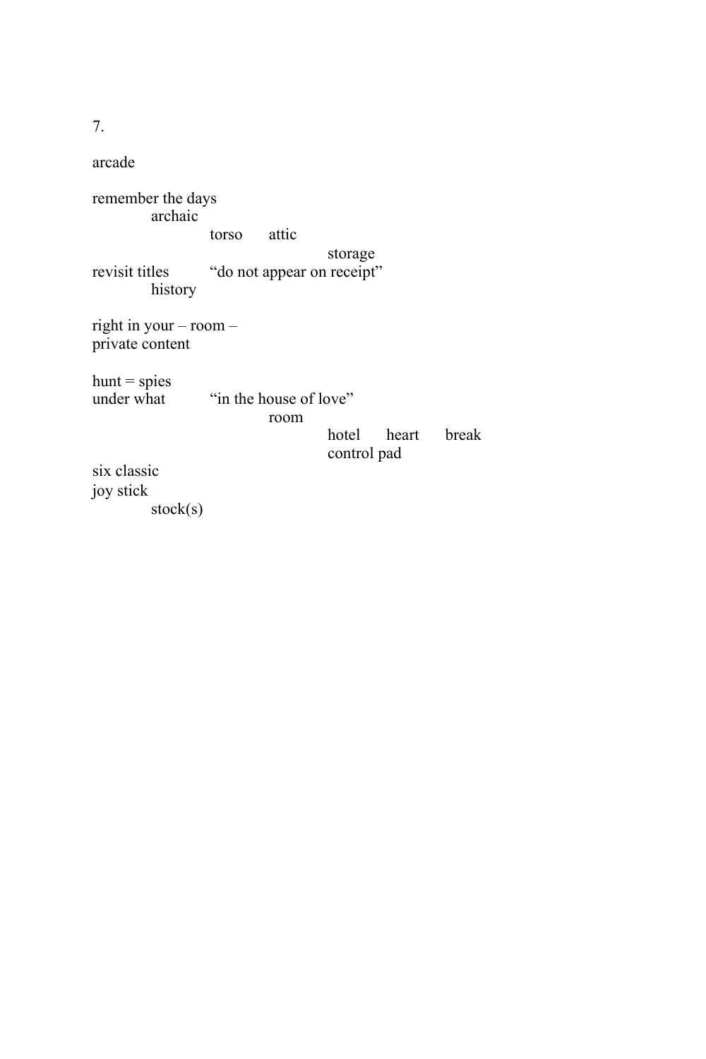7.

arcade

remember the days
            archaic
                        torso       attic
                                                storage
revisit titles         "do not appear on receipt"
            history

right in your – room –
private content

hunt = spies
under what          "in the house of love"
                                room
                                            hotel      heart      break
                                            control pad
six classic
joy stick
            stock(s)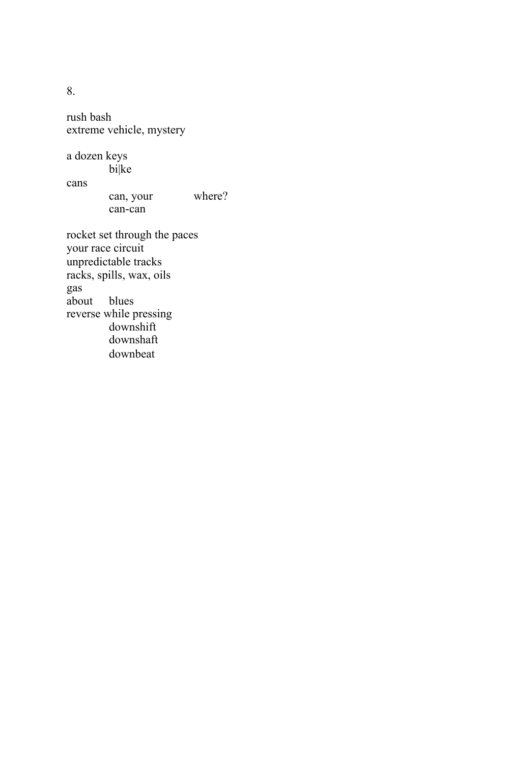8.

rush bash  
extreme vehicle, mystery

a dozen keys  
&emsp;&emsp;&emsp;&emsp;bi|ke  
cans  
&emsp;&emsp;&emsp;&emsp;can, your&emsp;&emsp;&emsp;&emsp;where?  
&emsp;&emsp;&emsp;&emsp;can-can

rocket set through the paces  
your race circuit  
unpredictable tracks  
racks, spills, wax, oils  
gas  
about&emsp;blues  
reverse while pressing  
&emsp;&emsp;&emsp;&emsp;downshift  
&emsp;&emsp;&emsp;&emsp;downshaft  
&emsp;&emsp;&emsp;&emsp;downbeat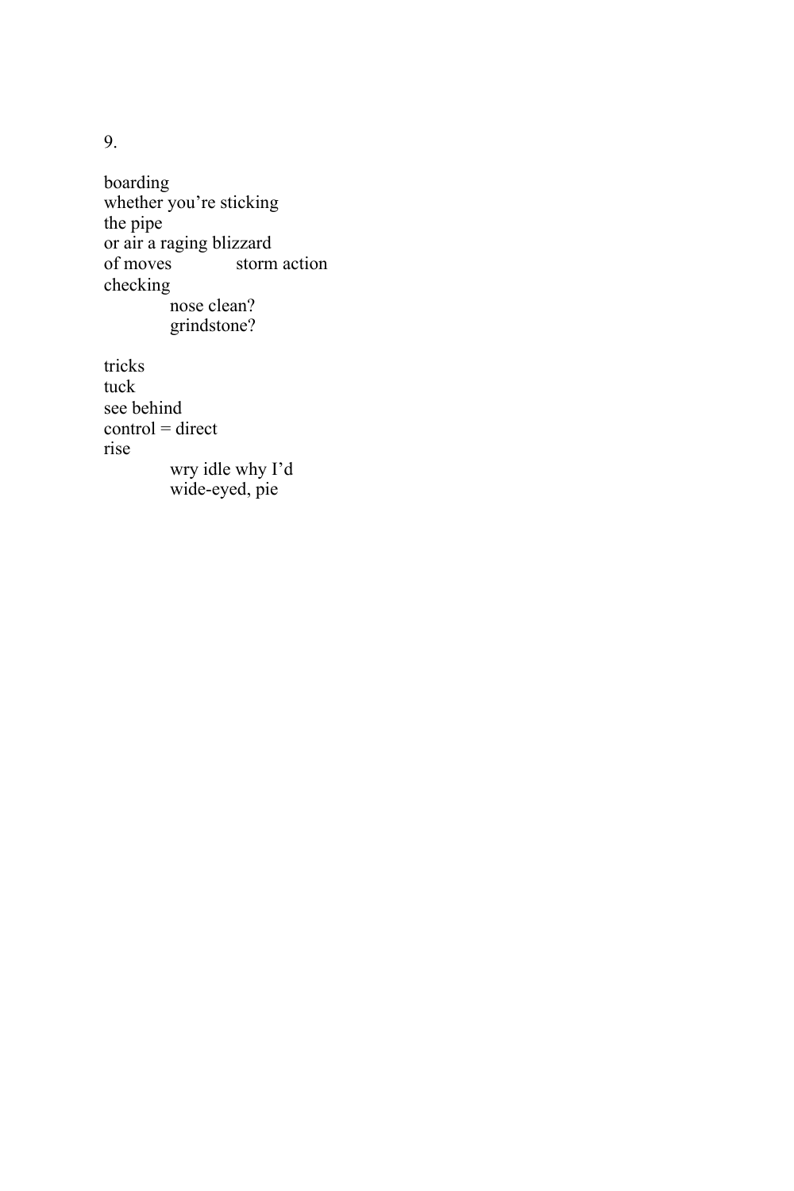9.

boarding
whether you're sticking
the pipe
or air a raging blizzard
of moves            storm action
checking
            nose clean?
            grindstone?

tricks
tuck
see behind
control = direct
rise
            wry idle why I'd
            wide-eyed, pie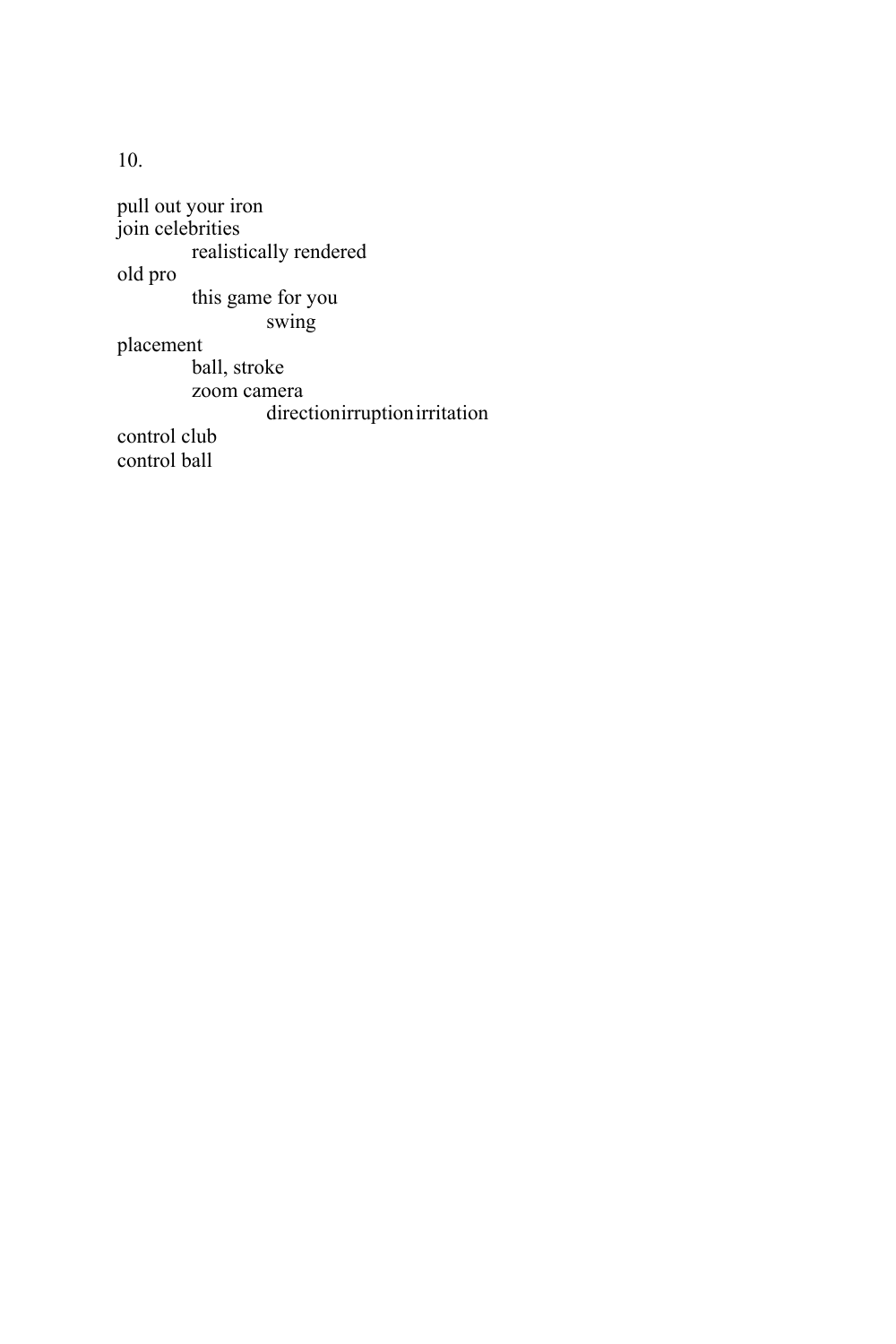10.

pull out your iron
join celebrities
&emsp;&emsp;&emsp;&emsp;realistically rendered
old pro
&emsp;&emsp;&emsp;&emsp;this game for you
&emsp;&emsp;&emsp;&emsp;&emsp;&emsp;&emsp;&emsp;swing
placement
&emsp;&emsp;&emsp;&emsp;ball, stroke
&emsp;&emsp;&emsp;&emsp;zoom camera
&emsp;&emsp;&emsp;&emsp;&emsp;&emsp;&emsp;&emsp;directionirruptionirritation
control club
control ball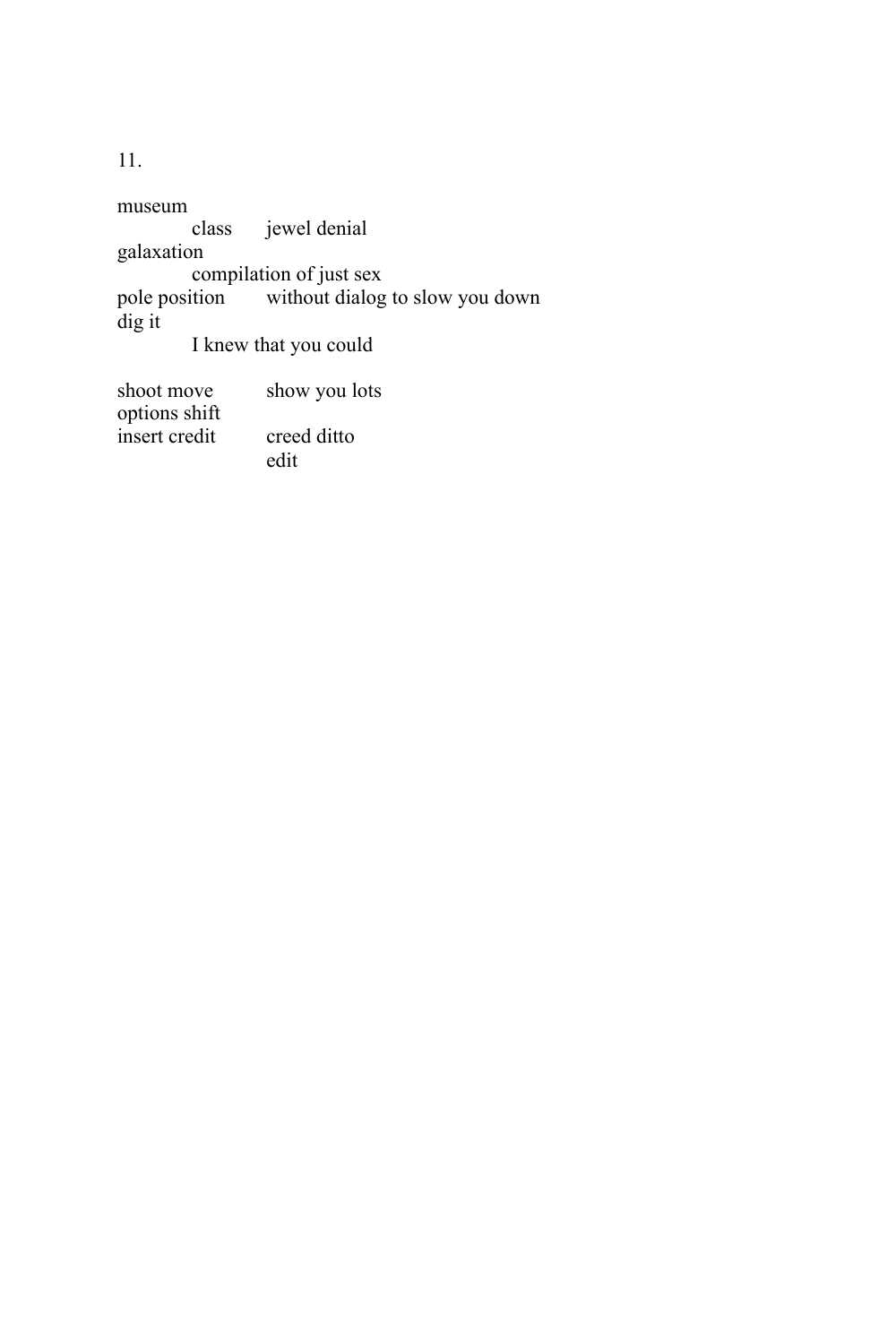11.

museum
&nbsp;&nbsp;&nbsp;&nbsp;&nbsp;&nbsp;&nbsp;&nbsp;&nbsp;&nbsp;&nbsp;&nbsp;class&nbsp;&nbsp;&nbsp;&nbsp;&nbsp;&nbsp;jewel denial
galaxation
&nbsp;&nbsp;&nbsp;&nbsp;&nbsp;&nbsp;&nbsp;&nbsp;&nbsp;&nbsp;&nbsp;&nbsp;compilation of just sex
pole position&nbsp;&nbsp;&nbsp;&nbsp;&nbsp;&nbsp;&nbsp;&nbsp;without dialog to slow you down
dig it
&nbsp;&nbsp;&nbsp;&nbsp;&nbsp;&nbsp;&nbsp;&nbsp;&nbsp;&nbsp;&nbsp;&nbsp;I knew that you could

shoot move&nbsp;&nbsp;&nbsp;&nbsp;&nbsp;&nbsp;&nbsp;&nbsp;&nbsp;&nbsp;show you lots
options shift
insert credit&nbsp;&nbsp;&nbsp;&nbsp;&nbsp;&nbsp;&nbsp;&nbsp;&nbsp;creed ditto
&nbsp;&nbsp;&nbsp;&nbsp;&nbsp;&nbsp;&nbsp;&nbsp;&nbsp;&nbsp;&nbsp;&nbsp;&nbsp;&nbsp;&nbsp;&nbsp;&nbsp;&nbsp;&nbsp;&nbsp;&nbsp;&nbsp;&nbsp;&nbsp;edit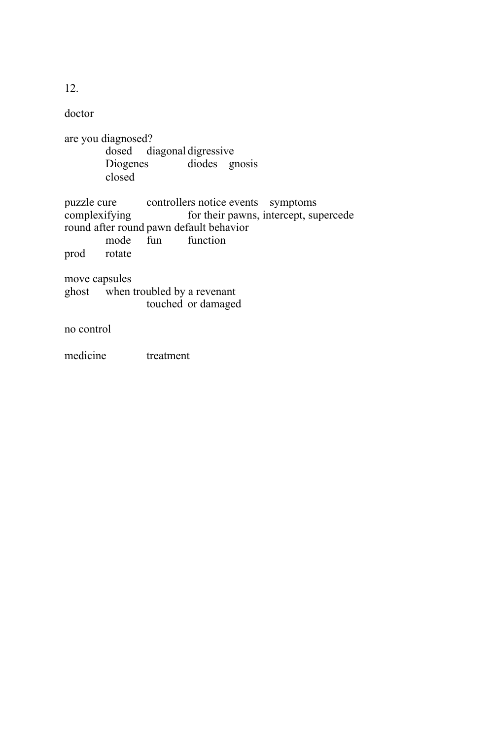12.

doctor

are you diagnosed?
&nbsp;&nbsp;&nbsp;&nbsp;&nbsp;&nbsp;&nbsp;&nbsp;dosed&nbsp;&nbsp;&nbsp;&nbsp;diagonal&nbsp;digressive
&nbsp;&nbsp;&nbsp;&nbsp;&nbsp;&nbsp;&nbsp;&nbsp;Diogenes&nbsp;&nbsp;&nbsp;&nbsp;&nbsp;&nbsp;&nbsp;&nbsp;diodes&nbsp;&nbsp;&nbsp;gnosis
&nbsp;&nbsp;&nbsp;&nbsp;&nbsp;&nbsp;&nbsp;&nbsp;closed

puzzle cure&nbsp;&nbsp;&nbsp;&nbsp;&nbsp;&nbsp;&nbsp;&nbsp;controllers notice events&nbsp;&nbsp;&nbsp;&nbsp;symptoms
complexifying&nbsp;&nbsp;&nbsp;&nbsp;&nbsp;&nbsp;&nbsp;&nbsp;&nbsp;&nbsp;&nbsp;&nbsp;&nbsp;&nbsp;&nbsp;&nbsp;for their pawns, intercept, supercede
round after round pawn default behavior
&nbsp;&nbsp;&nbsp;&nbsp;&nbsp;&nbsp;&nbsp;&nbsp;mode&nbsp;&nbsp;&nbsp;&nbsp;fun&nbsp;&nbsp;&nbsp;&nbsp;&nbsp;&nbsp;&nbsp;&nbsp;function
prod&nbsp;&nbsp;&nbsp;&nbsp;&nbsp;&nbsp;&nbsp;rotate

move capsules
ghost&nbsp;&nbsp;&nbsp;&nbsp;&nbsp;when troubled by a revenant
&nbsp;&nbsp;&nbsp;&nbsp;&nbsp;&nbsp;&nbsp;&nbsp;&nbsp;&nbsp;&nbsp;&nbsp;&nbsp;&nbsp;&nbsp;&nbsp;touched&nbsp;&nbsp;or damaged

no control

medicine&nbsp;&nbsp;&nbsp;&nbsp;&nbsp;&nbsp;&nbsp;&nbsp;&nbsp;&nbsp;&nbsp;treatment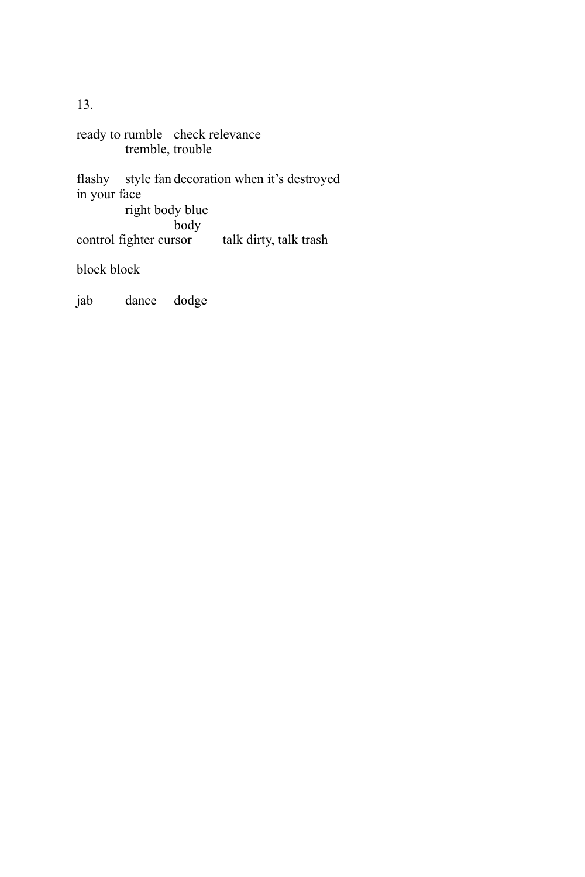13.

ready to rumble   check relevance
            tremble, trouble

flashy   style fan decoration when it's destroyed
in your face
            right body blue
                        body
control fighter cursor      talk dirty, talk trash

block block

jab      dance   dodge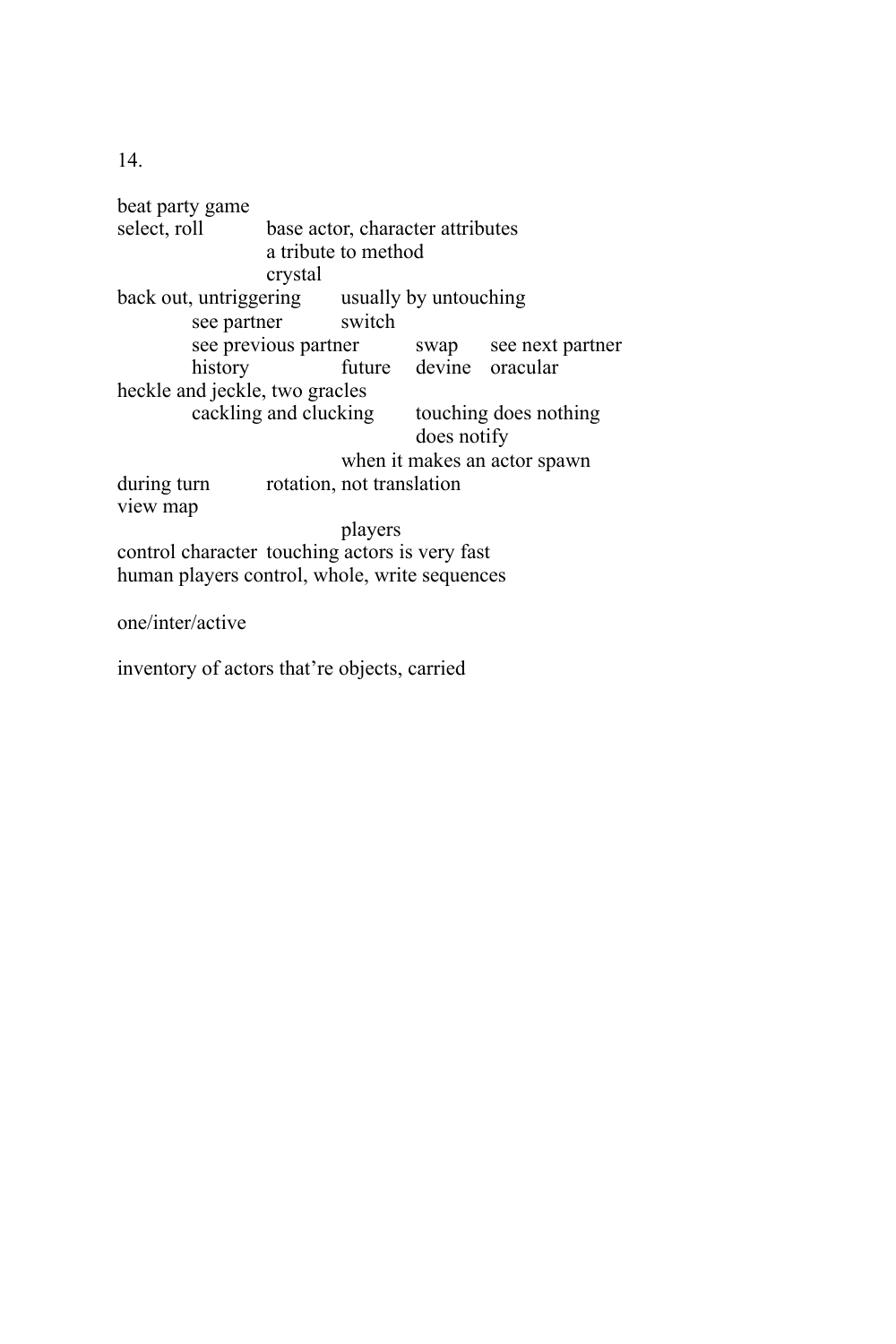14.

beat party game
select, roll        base actor, character attributes
                    a tribute to method
                    crystal
back out, untriggering        usually by untouching
        see partner        switch
        see previous partner        swap        see next partner
        history        future        devine        oracular
heckle and jeckle, two gracles
        cackling and clucking        touching does nothing
                                     does notify
                            when it makes an actor spawn
during turn        rotation, not translation
view map
                            players
control character  touching actors is very fast
human players control, whole, write sequences

one/inter/active

inventory of actors that're objects, carried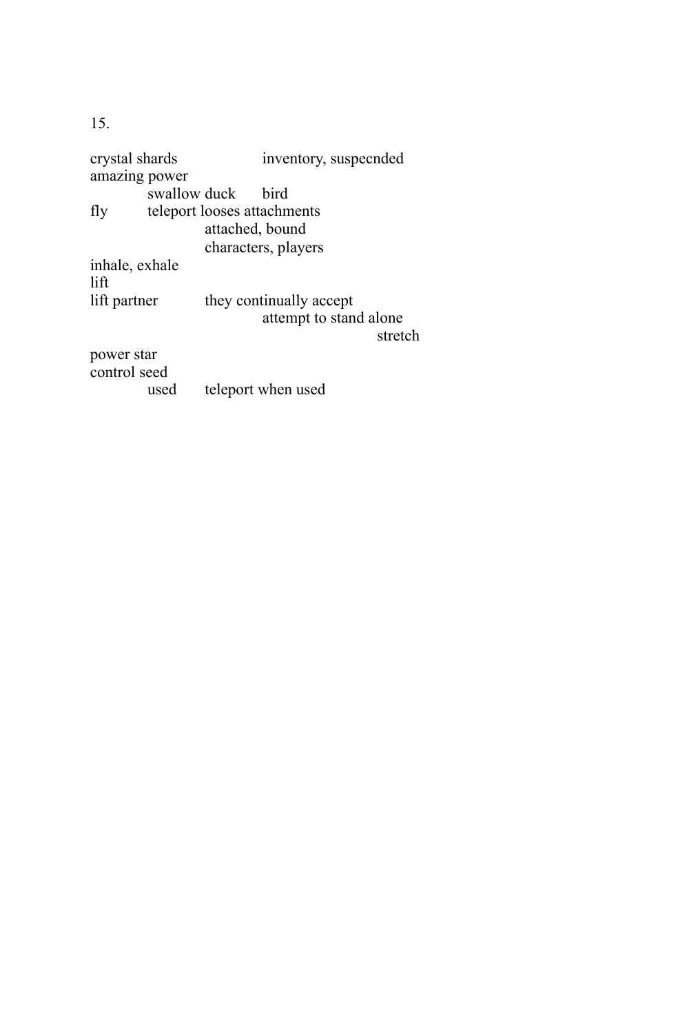15.

crystal shards                    inventory, suspecnded
amazing power
            swallow duck      bird
fly         teleport looses attachments
                        attached, bound
                        characters, players
inhale, exhale
lift
lift partner            they continually accept
                                    attempt to stand alone
                                                            stretch
power star
control seed
            used        teleport when used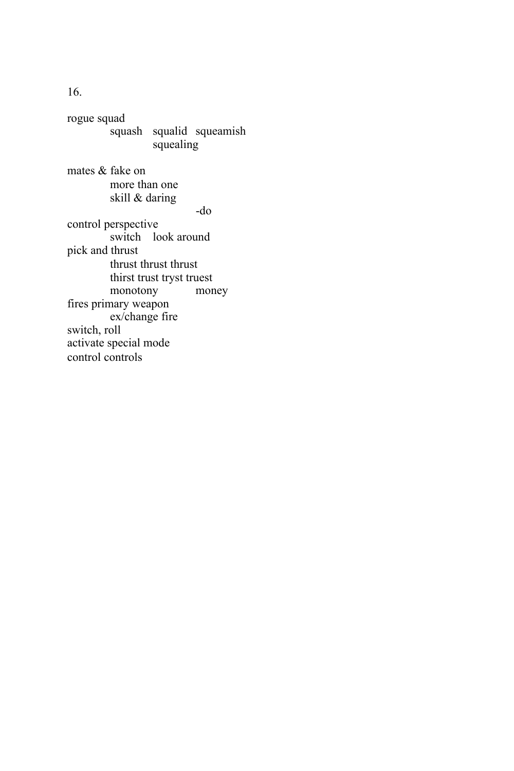16.

rogue squad
squash squalid squeamish
squealing

mates & fake on
more than one
skill & daring
-do
control perspective
switch look around
pick and thrust
thrust thrust thrust
thirst trust tryst truest
monotony money
fires primary weapon
ex/change fire
switch, roll
activate special mode
control controls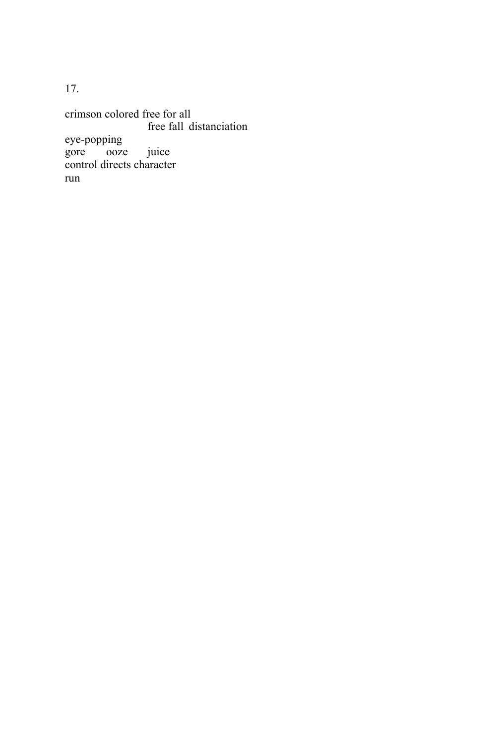17.

crimson colored free for all
                        free fall  distanciation
eye-popping
gore       ooze       juice
control directs character
run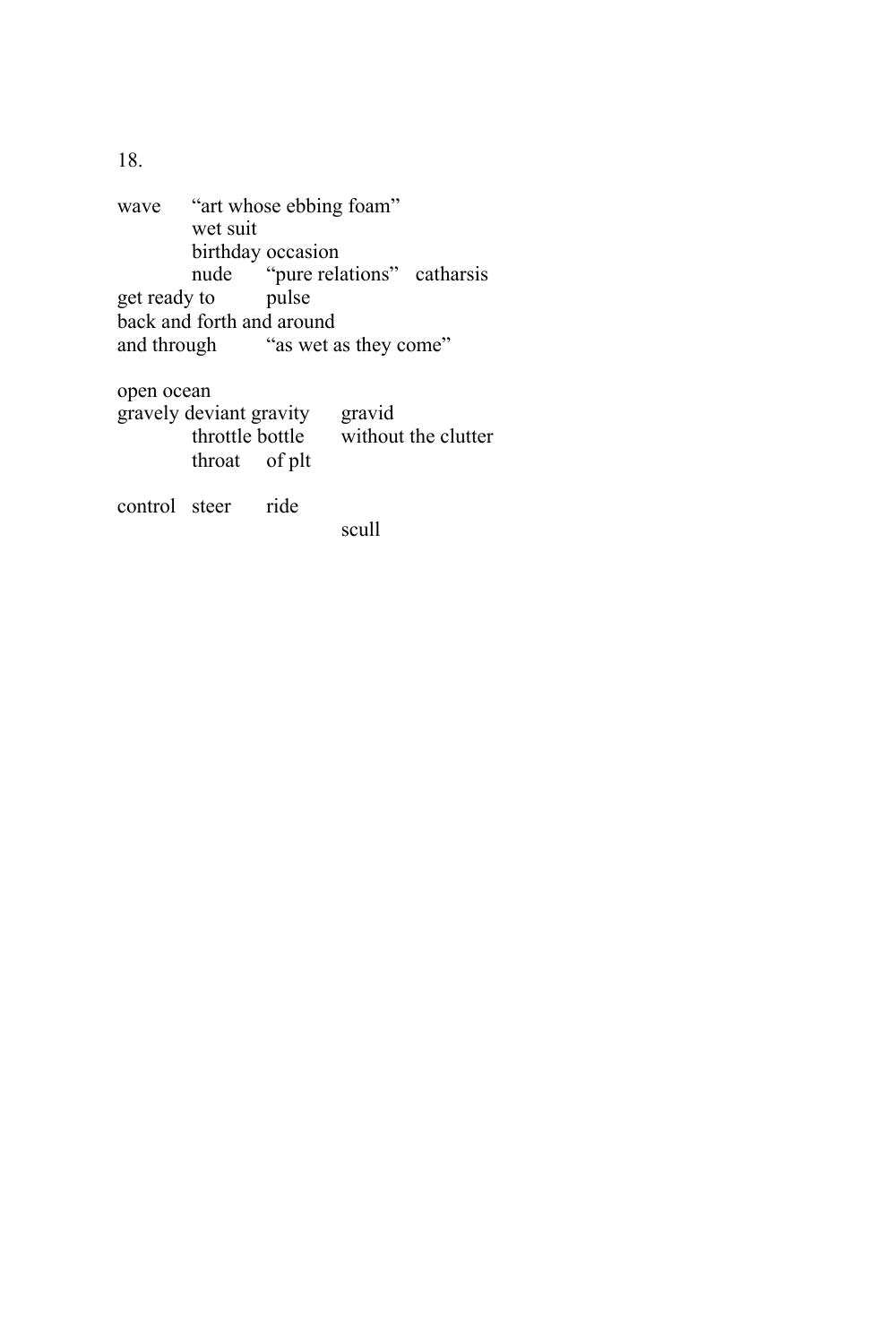18.

```
wave     “art whose ebbing foam”
         wet suit
         birthday occasion
         nude     “pure relations”   catharsis
get ready to       pulse
back and forth and around
and through        “as wet as they come”

open ocean
gravely deviant gravity     gravid
         throttle bottle      without the clutter
         throat    of plt

control  steer     ride
                            scull
```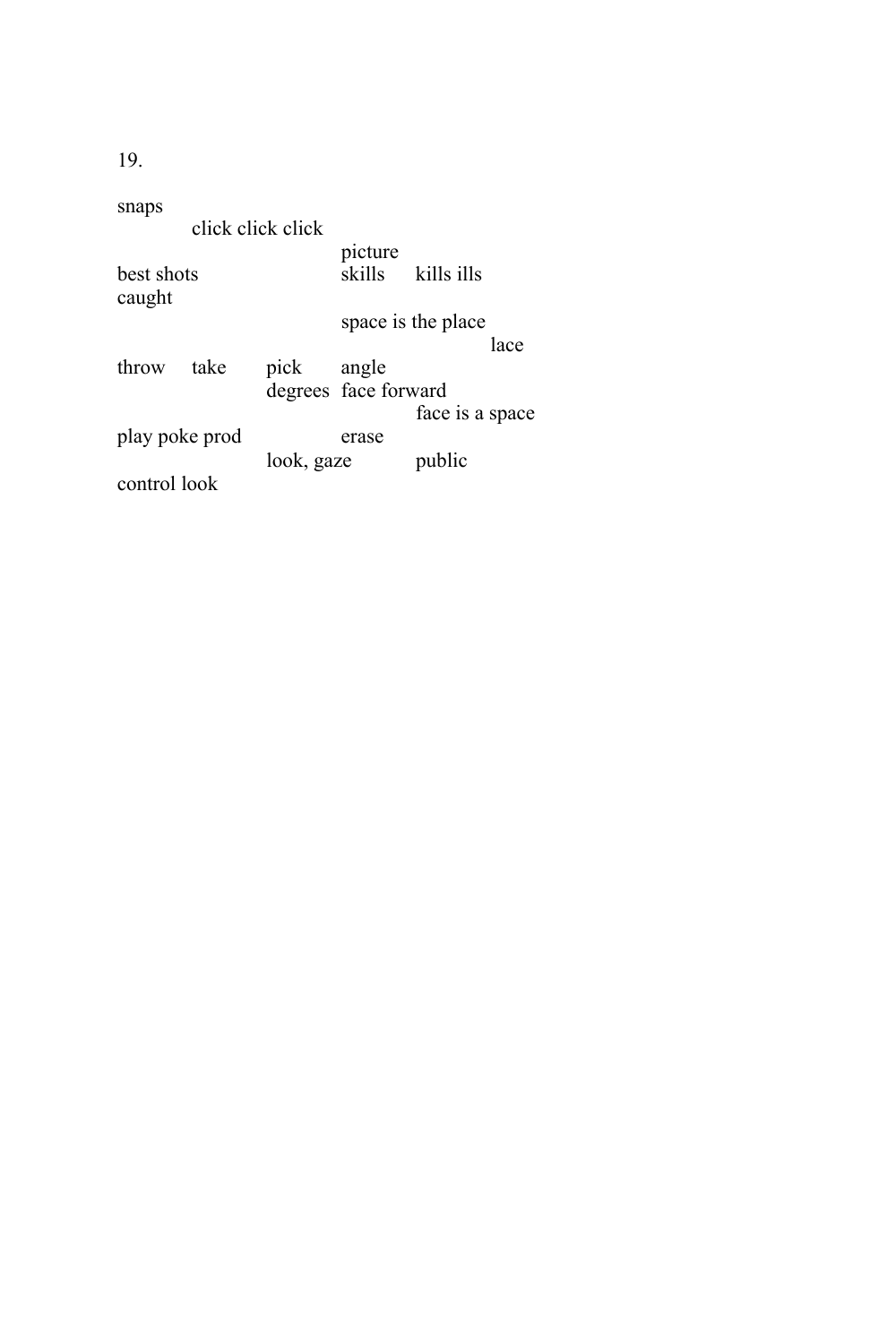19.

```
snaps
          click click click
                                   picture
best shots                         skills     kills ills
caught
                                   space is the place
                                                      lace
throw     take       pick          angle
                     degrees       face forward
                                              face is a space
play poke prod                     erase
                     look, gaze               public
control look
```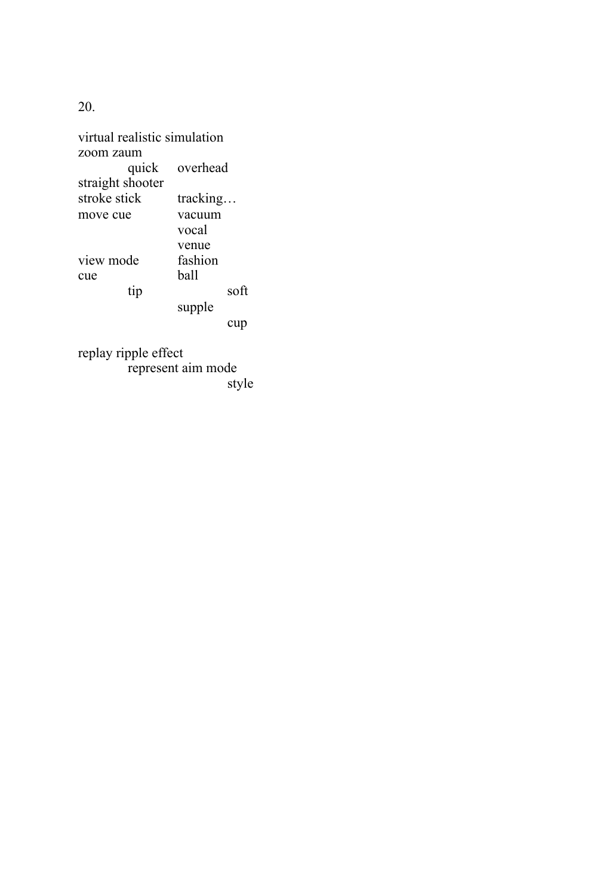20.

virtual realistic simulation
zoom zaum
          quick     overhead
straight shooter
stroke stick          tracking…
move cue              vacuum
                      vocal
                      venue
view mode             fashion
cue                   ball
          tip                   soft
                      supple
                                cup

replay ripple effect
          represent aim mode
                                style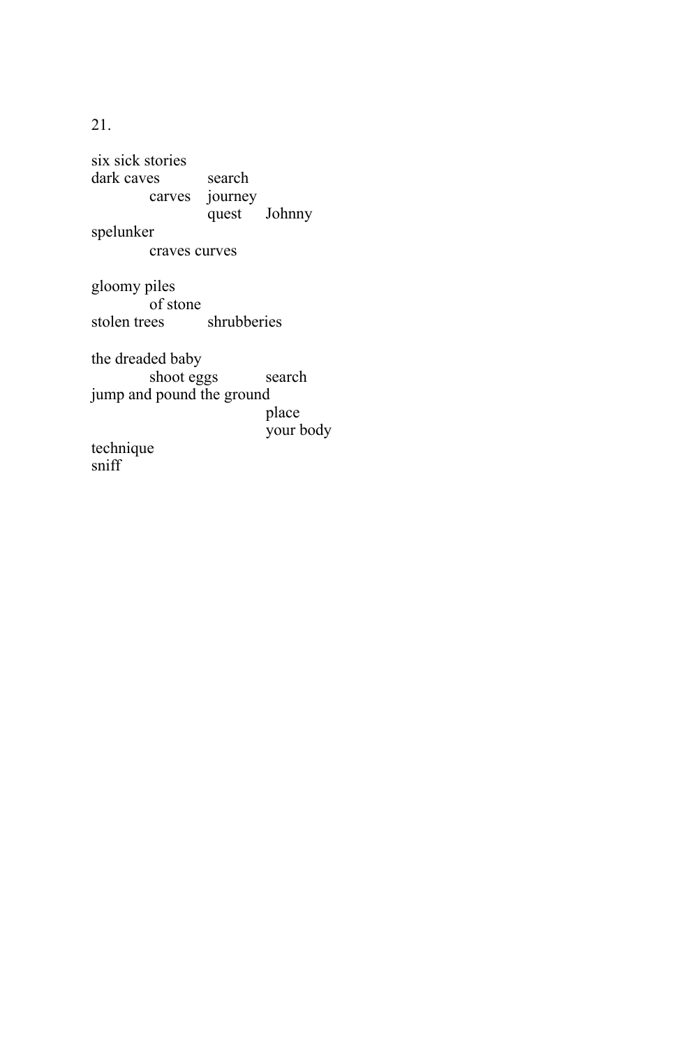21.

six sick stories  
dark caves          search  
            carves    journey  
                          quest      Johnny  
spelunker  
            craves curves

gloomy piles  
            of stone  
stolen trees          shrubberies

the dreaded baby  
            shoot eggs          search  
jump and pound the ground  
                                        place  
                                        your body  
technique  
sniff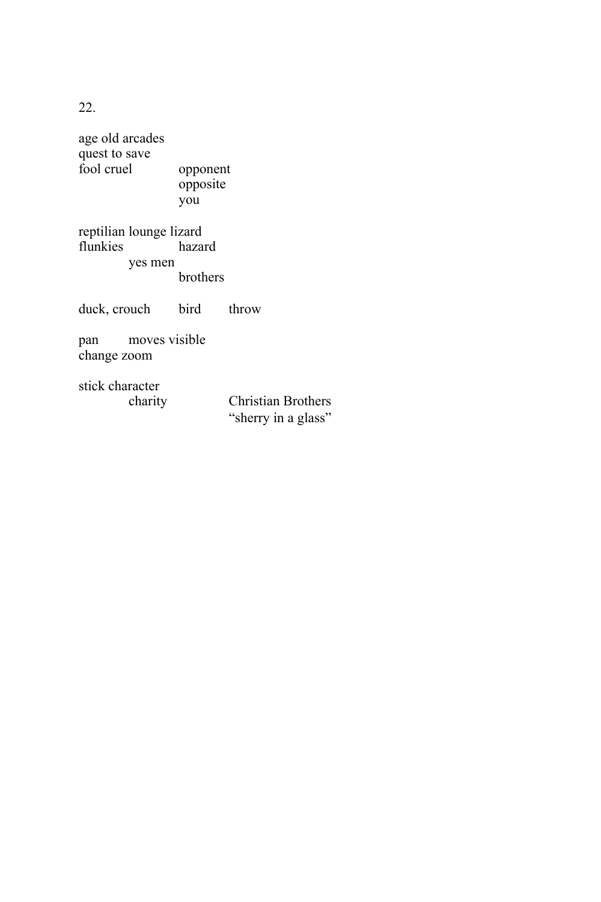22.

age old arcades
quest to save
fool cruel            opponent
                      opposite
                      you

reptilian lounge lizard
flunkies              hazard
            yes men
                      brothers

duck, crouch          bird          throw

pan          moves visible
change zoom

stick character
            charity                 Christian Brothers
                                    "sherry in a glass"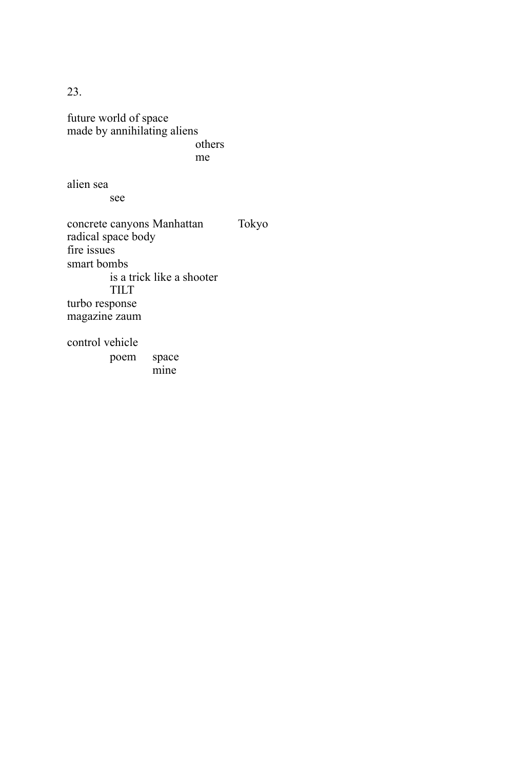23.

future world of space
made by annihilating aliens
                                others
                                me

alien sea
          see

concrete canyons Manhattan          Tokyo
radical space body
fire issues
smart bombs
          is a trick like a shooter
          TILT
turbo response
magazine zaum

control vehicle
          poem     space
                   mine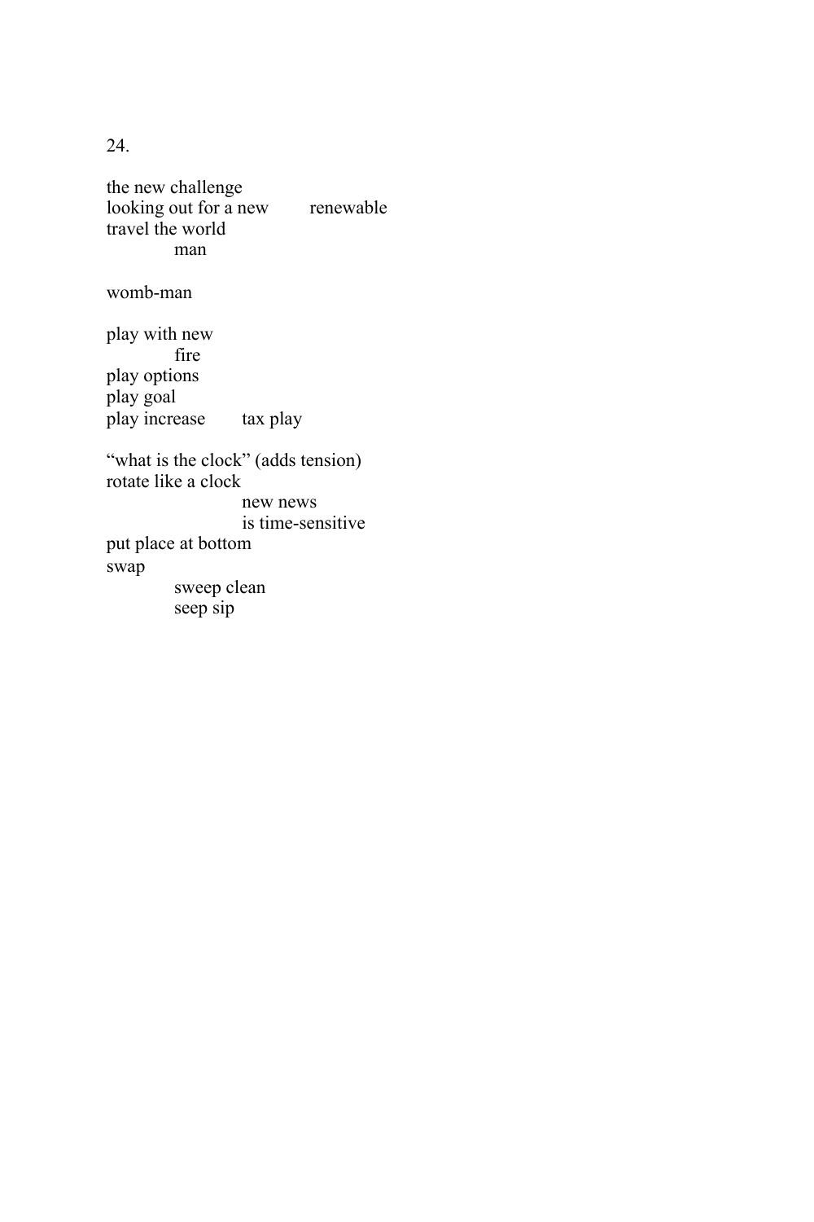24.

the new challenge
looking out for a new        renewable
travel the world
            man

womb-man

play with new
            fire
play options
play goal
play increase        tax play

“what is the clock” (adds tension)
rotate like a clock
                        new news
                        is time-sensitive
put place at bottom
swap
            sweep clean
            seep sip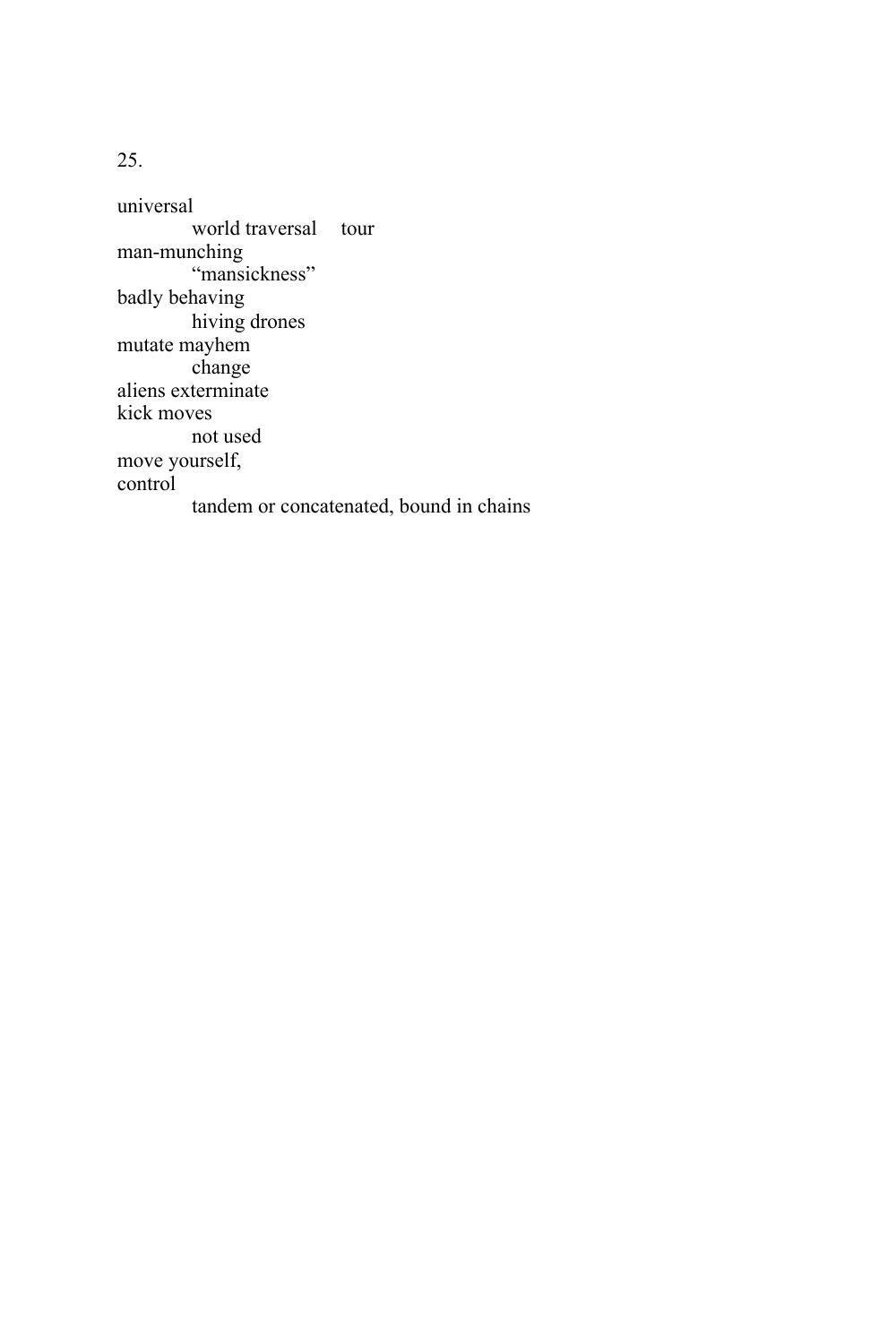25.

universal
&nbsp;&nbsp;&nbsp;&nbsp;&nbsp;&nbsp;&nbsp;&nbsp;world traversal&nbsp;&nbsp;&nbsp;&nbsp;tour
man-munching
&nbsp;&nbsp;&nbsp;&nbsp;&nbsp;&nbsp;&nbsp;&nbsp;"mansickness"
badly behaving
&nbsp;&nbsp;&nbsp;&nbsp;&nbsp;&nbsp;&nbsp;&nbsp;hiving drones
mutate mayhem
&nbsp;&nbsp;&nbsp;&nbsp;&nbsp;&nbsp;&nbsp;&nbsp;change
aliens exterminate
kick moves
&nbsp;&nbsp;&nbsp;&nbsp;&nbsp;&nbsp;&nbsp;&nbsp;not used
move yourself,
control
&nbsp;&nbsp;&nbsp;&nbsp;&nbsp;&nbsp;&nbsp;&nbsp;tandem or concatenated, bound in chains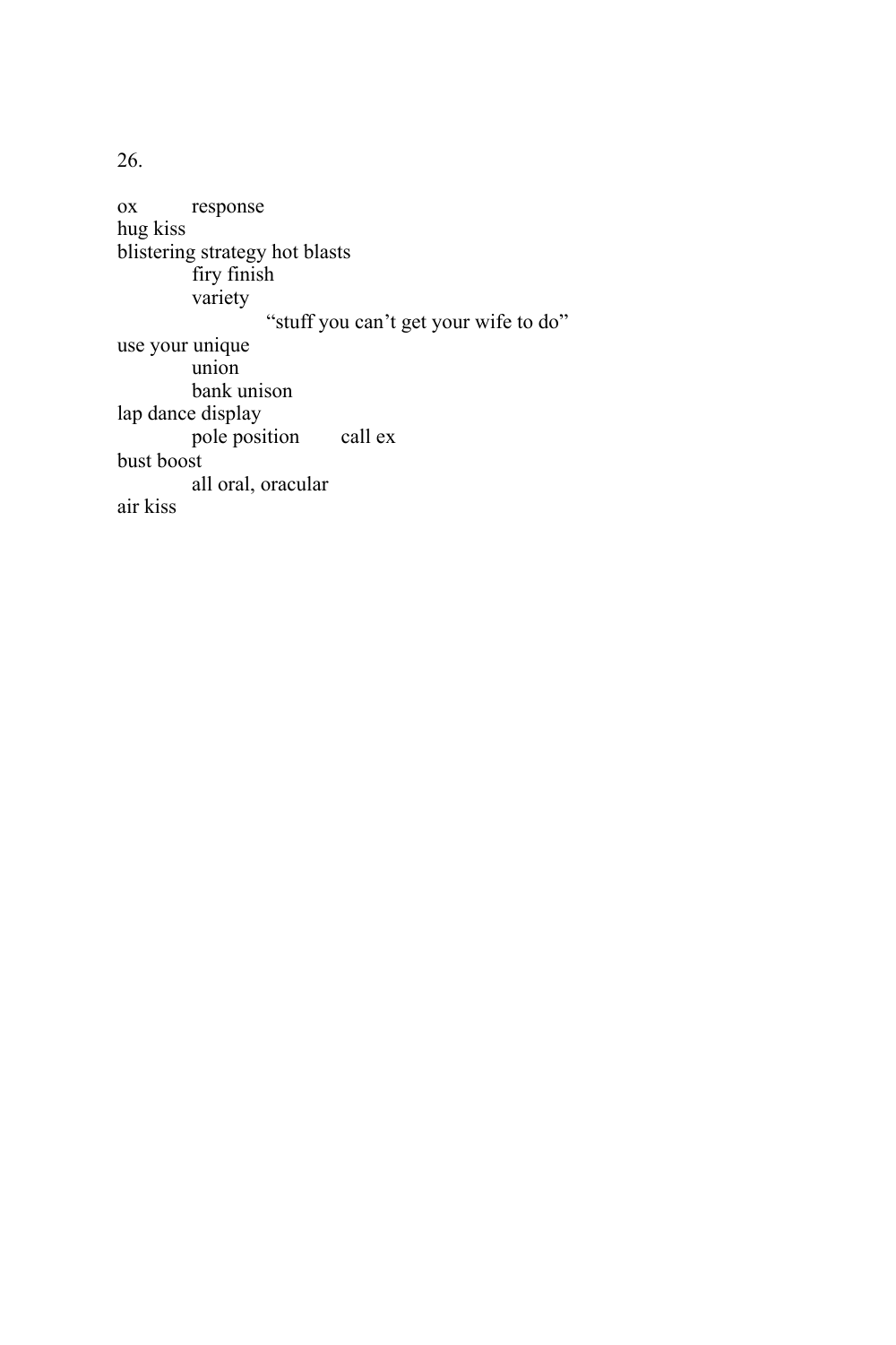26.

ox          response
hug kiss
blistering strategy hot blasts
            firy finish
            variety
                        “stuff you can’t get your wife to do”
use your unique
            union
            bank unison
lap dance display
            pole position        call ex
bust boost
            all oral, oracular
air kiss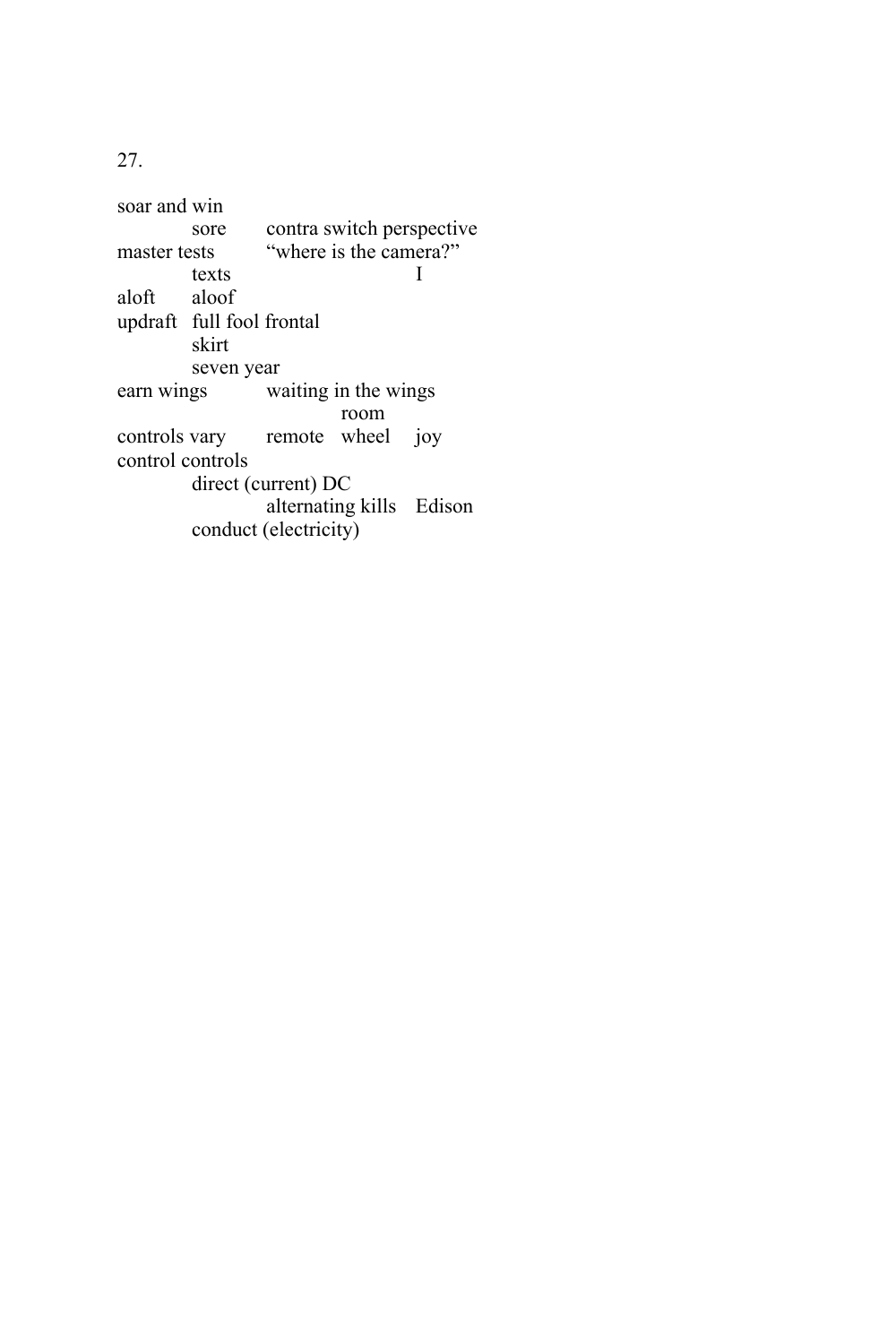27.

soar and win
&nbsp;&nbsp;&nbsp;&nbsp;&nbsp;&nbsp;&nbsp;&nbsp;&nbsp;&nbsp;&nbsp;&nbsp;sore&nbsp;&nbsp;&nbsp;&nbsp;&nbsp;&nbsp;&nbsp;&nbsp;contra switch perspective
master tests&nbsp;&nbsp;&nbsp;&nbsp;&nbsp;&nbsp;&nbsp;&nbsp;"where is the camera?"
&nbsp;&nbsp;&nbsp;&nbsp;&nbsp;&nbsp;&nbsp;&nbsp;&nbsp;&nbsp;&nbsp;&nbsp;texts&nbsp;&nbsp;&nbsp;&nbsp;&nbsp;&nbsp;&nbsp;&nbsp;&nbsp;&nbsp;&nbsp;&nbsp;&nbsp;&nbsp;&nbsp;&nbsp;&nbsp;&nbsp;&nbsp;&nbsp;&nbsp;&nbsp;&nbsp;&nbsp;&nbsp;&nbsp;&nbsp;&nbsp;&nbsp;&nbsp;&nbsp;&nbsp;I
aloft&nbsp;&nbsp;&nbsp;&nbsp;&nbsp;&nbsp;aloof
updraft&nbsp;&nbsp;full fool frontal
&nbsp;&nbsp;&nbsp;&nbsp;&nbsp;&nbsp;&nbsp;&nbsp;&nbsp;&nbsp;&nbsp;&nbsp;skirt
&nbsp;&nbsp;&nbsp;&nbsp;&nbsp;&nbsp;&nbsp;&nbsp;&nbsp;&nbsp;&nbsp;&nbsp;seven year
earn wings&nbsp;&nbsp;&nbsp;&nbsp;&nbsp;&nbsp;&nbsp;&nbsp;&nbsp;&nbsp;waiting in the wings
&nbsp;&nbsp;&nbsp;&nbsp;&nbsp;&nbsp;&nbsp;&nbsp;&nbsp;&nbsp;&nbsp;&nbsp;&nbsp;&nbsp;&nbsp;&nbsp;&nbsp;&nbsp;&nbsp;&nbsp;&nbsp;&nbsp;&nbsp;&nbsp;&nbsp;&nbsp;&nbsp;&nbsp;&nbsp;&nbsp;&nbsp;&nbsp;&nbsp;&nbsp;&nbsp;&nbsp;&nbsp;&nbsp;&nbsp;&nbsp;room
controls vary&nbsp;&nbsp;&nbsp;&nbsp;&nbsp;&nbsp;&nbsp;remote&nbsp;&nbsp;&nbsp;wheel&nbsp;&nbsp;&nbsp;&nbsp;&nbsp;joy
control controls
&nbsp;&nbsp;&nbsp;&nbsp;&nbsp;&nbsp;&nbsp;&nbsp;&nbsp;&nbsp;&nbsp;&nbsp;direct (current) DC
&nbsp;&nbsp;&nbsp;&nbsp;&nbsp;&nbsp;&nbsp;&nbsp;&nbsp;&nbsp;&nbsp;&nbsp;&nbsp;&nbsp;&nbsp;&nbsp;&nbsp;&nbsp;&nbsp;&nbsp;&nbsp;&nbsp;&nbsp;&nbsp;alternating kills&nbsp;&nbsp;&nbsp;&nbsp;Edison
&nbsp;&nbsp;&nbsp;&nbsp;&nbsp;&nbsp;&nbsp;&nbsp;&nbsp;&nbsp;&nbsp;&nbsp;conduct (electricity)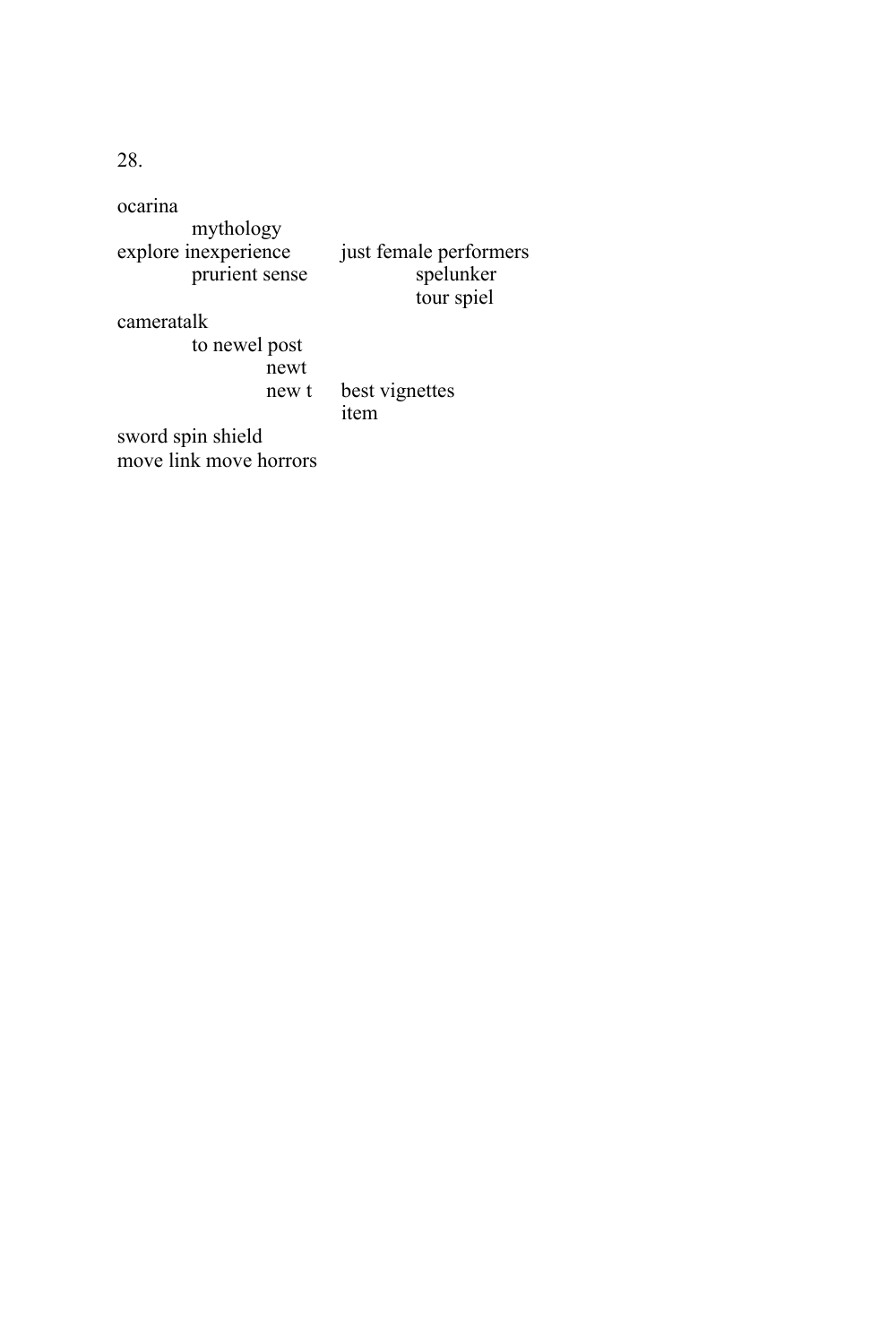28.

```
ocarina
          mythology
explore inexperience        just female performers
          prurient sense                  spelunker
                                          tour spiel
cameratalk
          to newel post
                    newt
                    new t     best vignettes
                              item
sword spin shield
move link move horrors
```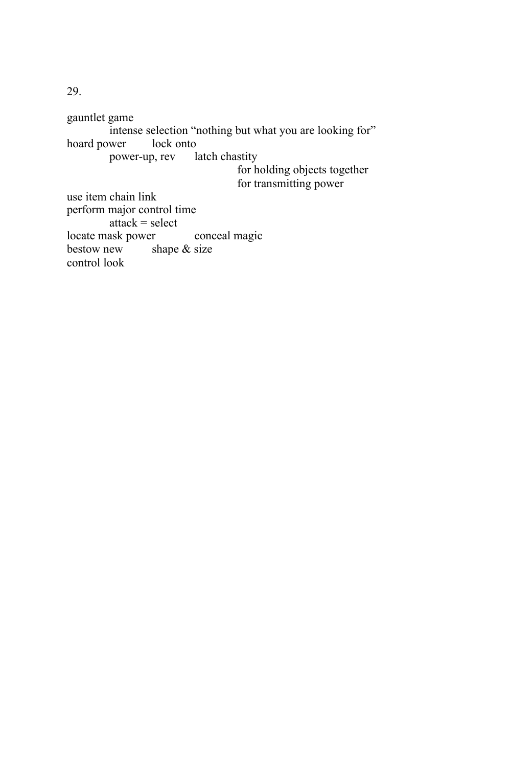29.

gauntlet game

    intense selection “nothing but what you are looking for”

hoard power    lock onto

    power-up, rev    latch chastity

        for holding objects together

        for transmitting power

use item chain link

perform major control time

    attack = select

locate mask power    conceal magic

bestow new    shape & size

control look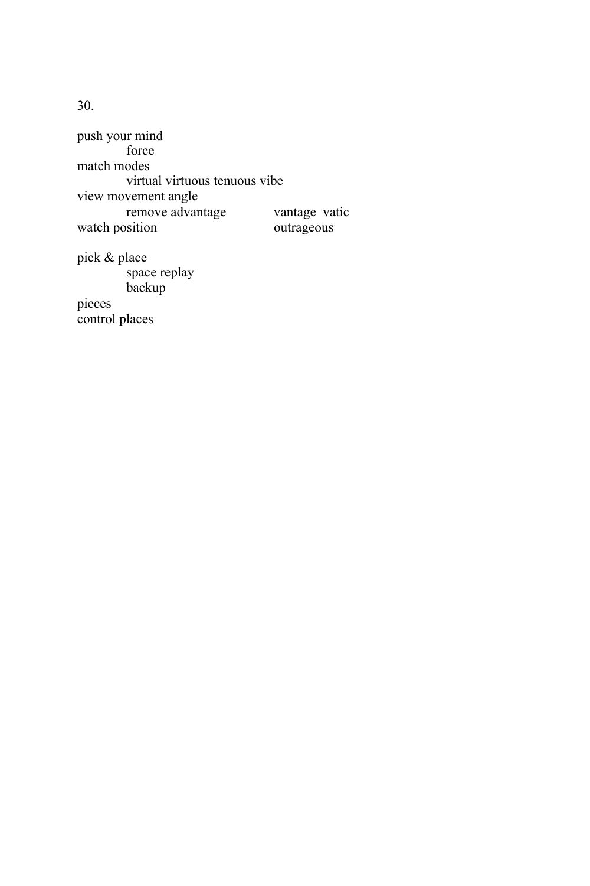30.

push your mind
&emsp;&emsp;&emsp;force
match modes
&emsp;&emsp;&emsp;virtual virtuous tenuous vibe
view movement angle
&emsp;&emsp;&emsp;remove advantage&emsp;&emsp;&emsp;&emsp;vantage  vatic
watch position&emsp;&emsp;&emsp;&emsp;&emsp;&emsp;&emsp;&emsp;&emsp;outrageous

pick & place
&emsp;&emsp;&emsp;space replay
&emsp;&emsp;&emsp;backup
pieces
control places